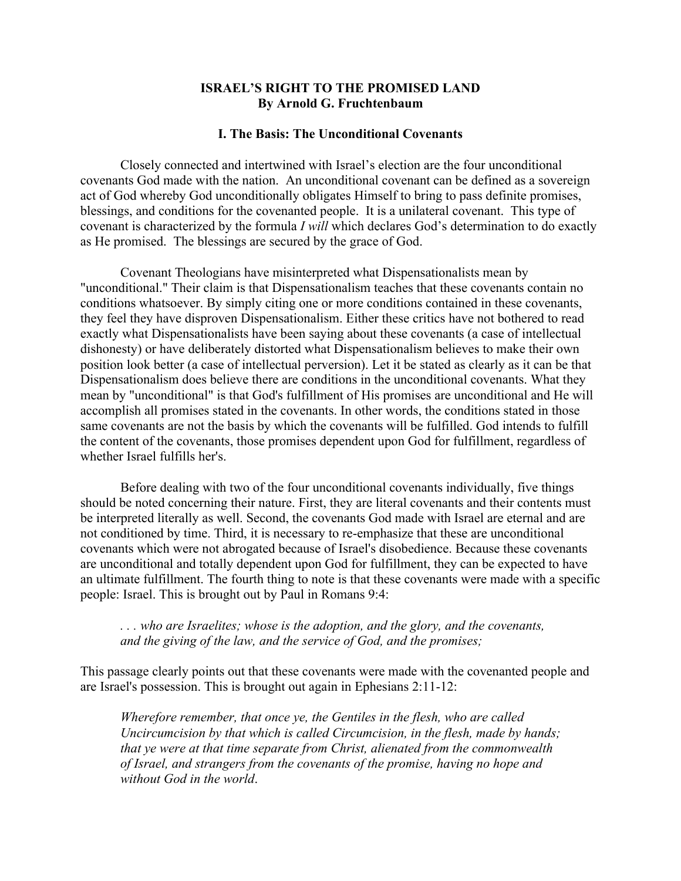# ISRAEL'S RIGHT TO THE PROMISED LAND

**By Arnold G. Fruchtenbaum**

## I. The Basis: The Unconditional Covenants

Closely connected and intertwined with Israel's election are the four unconditional covenants God made with the nation. An unconditional covenant can be defined as a sovereign act of God whereby God unconditionally obligates Himself to bring to pass definite promises, blessings, and conditions for the covenanted people. It is a unilateral covenant. This type of covenant is characterized by the formula *I will* which declares God's determination to do exactly as He promised. The blessings are secured by the grace of God.

Covenant Theologians have misinterpreted what Dispensationalists mean by "unconditional." Their claim is that Dispensationalism teaches that these covenants contain no conditions whatsoever. By simply citing one or more conditions contained in these covenants, they feel they have disproven Dispensationalism. Either these critics have not bothered to read exactly what Dispensationalists have been saying about these covenants (a case of intellectual dishonesty) or have deliberately distorted what Dispensationalism believes to make their own position look better (a case of intellectual perversion). Let it be stated as clearly as it can be that Dispensationalism does believe there are conditions in the unconditional covenants. What they mean by "unconditional" is that God's fulfillment of His promises are unconditional and He will accomplish all promises stated in the covenants. In other words, the conditions stated in those same covenants are not the basis by which the covenants will be fulfilled. God intends to fulfill the content of the covenants, those promises dependent upon God for fulfillment, regardless of whether Israel fulfills her's.

Before dealing with two of the four unconditional covenants individually, five things should be noted concerning their nature. First, they are literal covenants and their contents must be interpreted literally as well. Second, the covenants God made with Israel are eternal and are not conditioned by time. Third, it is necessary to re-emphasize that these are unconditional covenants which were not abrogated because of Israel's disobedience. Because these covenants are unconditional and totally dependent upon God for fulfillment, they can be expected to have an ultimate fulfillment. The fourth thing to note is that these covenants were made with a specific people: Israel. This is brought out by Paul in Romans 9:4:

> *. . . who are Israelites; whose is the adoption, and the glory, and the covenants, and the giving of the law, and the service of God, and the promises;*

This passage clearly points out that these covenants were made with the covenanted people and are Israel's possession. This is brought out again in Ephesians 2:11-12:

> *Wherefore remember, that once ye, the Gentiles in the flesh, who are called Uncircumcision by that which is called Circumcision, in the flesh, made by hands; that ye were at that time separate from Christ, alienated from the commonwealth of Israel, and strangers from the covenants of the promise, having no hope and without God in the world*.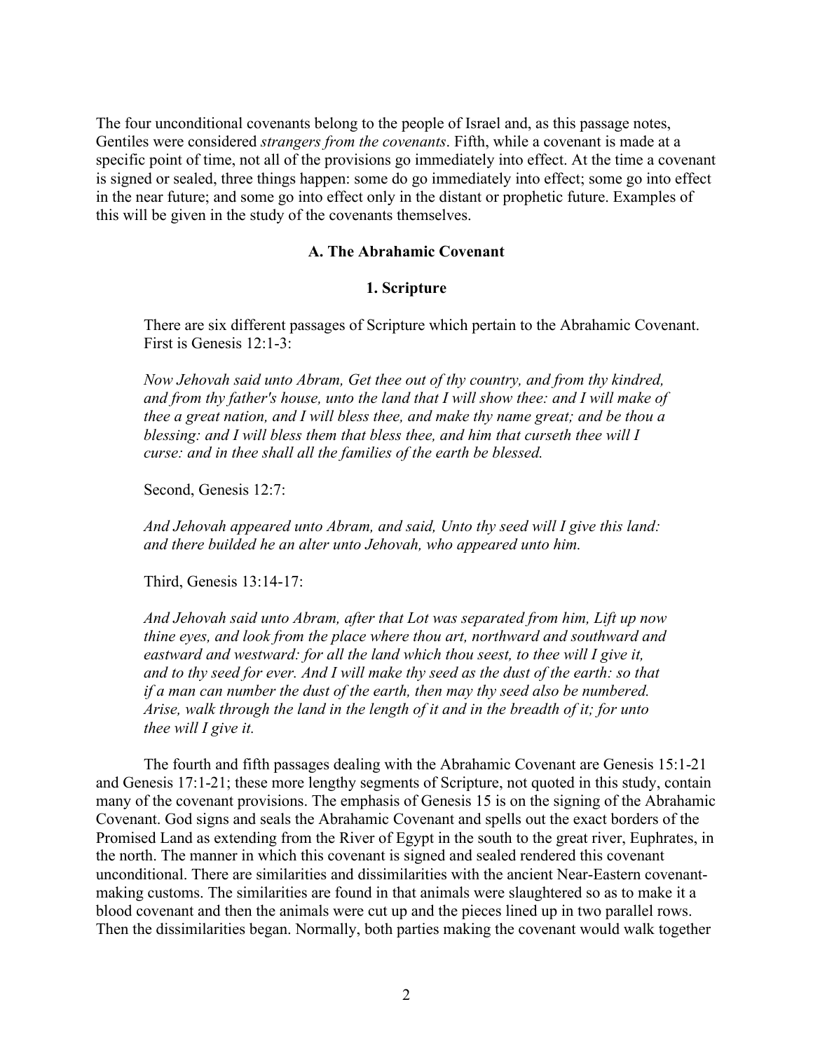The four unconditional covenants belong to the people of Israel and, as this passage notes, Gentiles were considered *strangers from the covenants*. Fifth, while a covenant is made at a specific point of time, not all of the provisions go immediately into effect. At the time a covenant is signed or sealed, three things happen: some do go immediately into effect; some go into effect in the near future; and some go into effect only in the distant or prophetic future. Examples of this will be given in the study of the covenants themselves.

## A. The Abrahamic Covenant

### 1. Scripture

There are six different passages of Scripture which pertain to the Abrahamic Covenant. First is Genesis 12:1-3:

> *Now Jehovah said unto Abram, Get thee out of thy country, and from thy kindred, and from thy father's house, unto the land that I will show thee: and I will make of thee a great nation, and I will bless thee, and make thy name great; and be thou a blessing: and I will bless them that bless thee, and him that curseth thee will I curse: and in thee shall all the families of the earth be blessed.*

Second, Genesis 12:7:

> *And Jehovah appeared unto Abram, and said, Unto thy seed will I give this land: and there builded he an alter unto Jehovah, who appeared unto him.*

Third, Genesis 13:14-17:

> *And Jehovah said unto Abram, after that Lot was separated from him, Lift up now thine eyes, and look from the place where thou art, northward and southward and eastward and westward: for all the land which thou seest, to thee will I give it, and to thy seed for ever. And I will make thy seed as the dust of the earth: so that if a man can number the dust of the earth, then may thy seed also be numbered. Arise, walk through the land in the length of it and in the breadth of it; for unto thee will I give it.*

The fourth and fifth passages dealing with the Abrahamic Covenant are Genesis 15:1-21 and Genesis 17:1-21; these more lengthy segments of Scripture, not quoted in this study, contain many of the covenant provisions. The emphasis of Genesis 15 is on the signing of the Abrahamic Covenant. God signs and seals the Abrahamic Covenant and spells out the exact borders of the Promised Land as extending from the River of Egypt in the south to the great river, Euphrates, in the north. The manner in which this covenant is signed and sealed rendered this covenant unconditional. There are similarities and dissimilarities with the ancient Near-Eastern covenant-making customs. The similarities are found in that animals were slaughtered so as to make it a blood covenant and then the animals were cut up and the pieces lined up in two parallel rows. Then the dissimilarities began. Normally, both parties making the covenant would walk together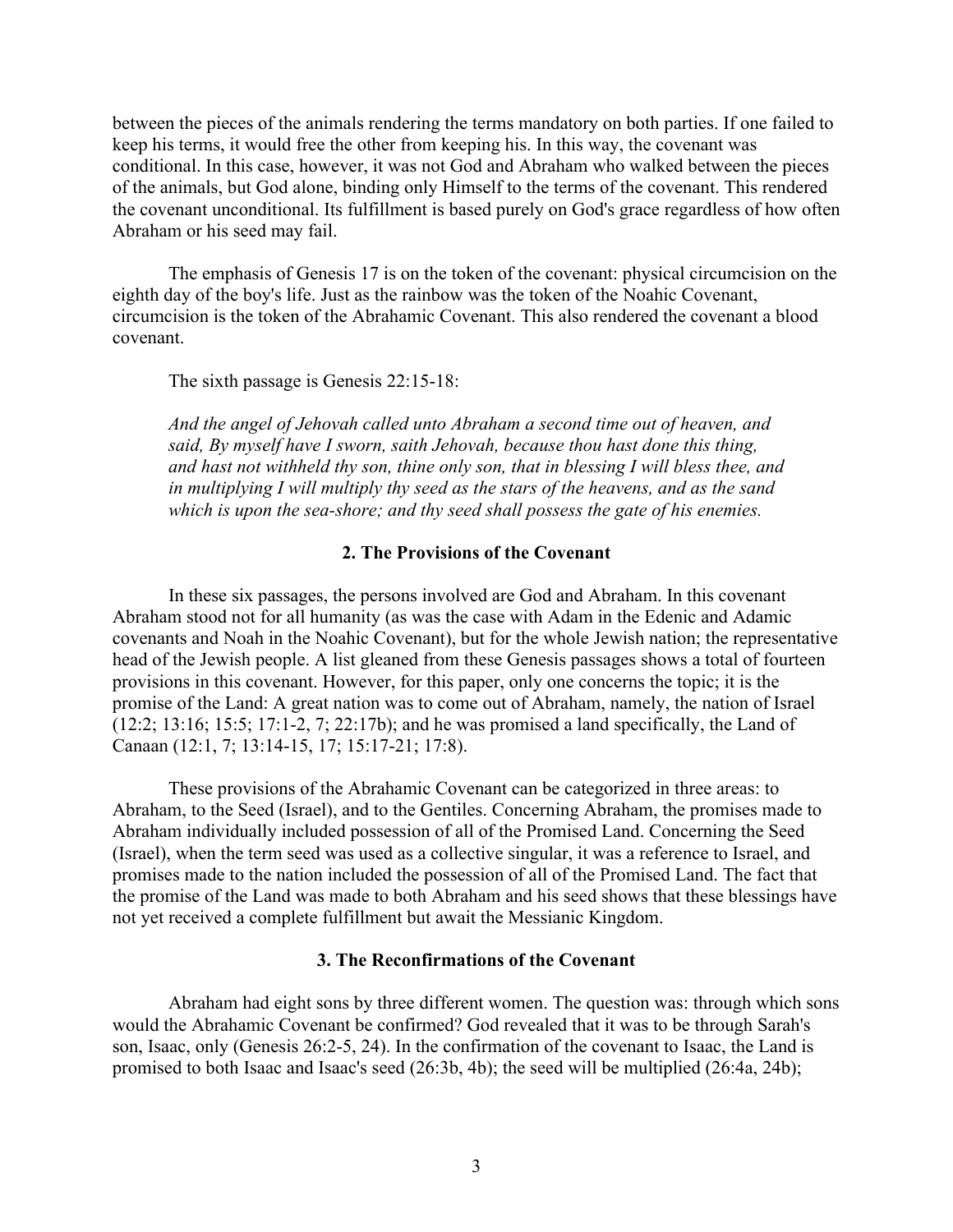between the pieces of the animals rendering the terms mandatory on both parties. If one failed to keep his terms, it would free the other from keeping his. In this way, the covenant was conditional. In this case, however, it was not God and Abraham who walked between the pieces of the animals, but God alone, binding only Himself to the terms of the covenant. This rendered the covenant unconditional. Its fulfillment is based purely on God's grace regardless of how often Abraham or his seed may fail.

The emphasis of Genesis 17 is on the token of the covenant: physical circumcision on the eighth day of the boy's life. Just as the rainbow was the token of the Noahic Covenant, circumcision is the token of the Abrahamic Covenant. This also rendered the covenant a blood covenant.

The sixth passage is Genesis 22:15-18:

> *And the angel of Jehovah called unto Abraham a second time out of heaven, and said, By myself have I sworn, saith Jehovah, because thou hast done this thing, and hast not withheld thy son, thine only son, that in blessing I will bless thee, and in multiplying I will multiply thy seed as the stars of the heavens, and as the sand which is upon the sea-shore; and thy seed shall possess the gate of his enemies.*

### 2. The Provisions of the Covenant

In these six passages, the persons involved are God and Abraham. In this covenant Abraham stood not for all humanity (as was the case with Adam in the Edenic and Adamic covenants and Noah in the Noahic Covenant), but for the whole Jewish nation; the representative head of the Jewish people. A list gleaned from these Genesis passages shows a total of fourteen provisions in this covenant. However, for this paper, only one concerns the topic; it is the promise of the Land: A great nation was to come out of Abraham, namely, the nation of Israel (12:2; 13:16; 15:5; 17:1-2, 7; 22:17b); and he was promised a land specifically, the Land of Canaan (12:1, 7; 13:14-15, 17; 15:17-21; 17:8).

These provisions of the Abrahamic Covenant can be categorized in three areas: to Abraham, to the Seed (Israel), and to the Gentiles. Concerning Abraham, the promises made to Abraham individually included possession of all of the Promised Land. Concerning the Seed (Israel), when the term seed was used as a collective singular, it was a reference to Israel, and promises made to the nation included the possession of all of the Promised Land. The fact that the promise of the Land was made to both Abraham and his seed shows that these blessings have not yet received a complete fulfillment but await the Messianic Kingdom.

### 3. The Reconfirmations of the Covenant

Abraham had eight sons by three different women. The question was: through which sons would the Abrahamic Covenant be confirmed? God revealed that it was to be through Sarah's son, Isaac, only (Genesis 26:2-5, 24). In the confirmation of the covenant to Isaac, the Land is promised to both Isaac and Isaac's seed (26:3b, 4b); the seed will be multiplied (26:4a, 24b);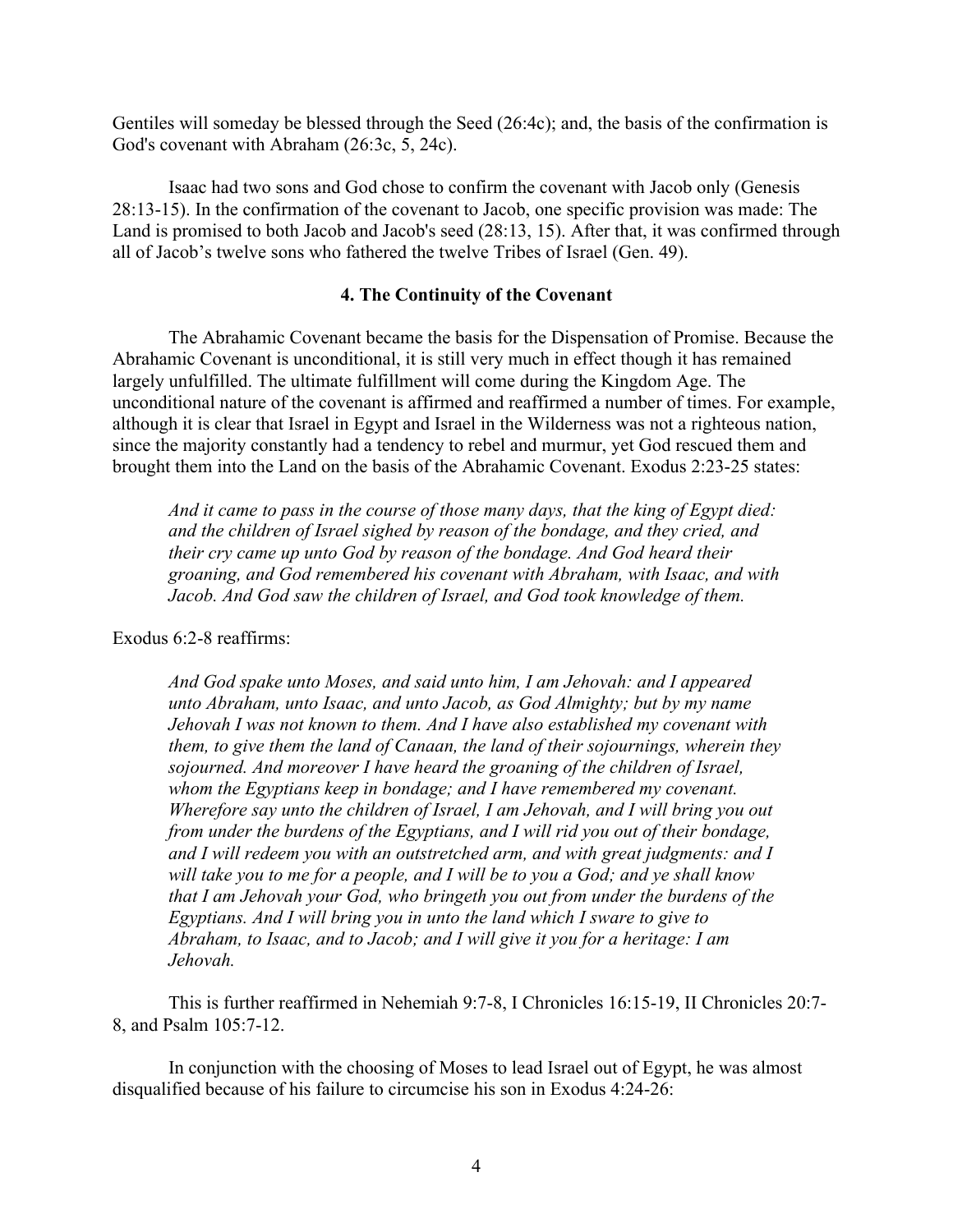Gentiles will someday be blessed through the Seed (26:4c); and, the basis of the confirmation is God's covenant with Abraham (26:3c, 5, 24c).

Isaac had two sons and God chose to confirm the covenant with Jacob only (Genesis 28:13-15). In the confirmation of the covenant to Jacob, one specific provision was made: The Land is promised to both Jacob and Jacob's seed (28:13, 15). After that, it was confirmed through all of Jacob's twelve sons who fathered the twelve Tribes of Israel (Gen. 49).

### 4. The Continuity of the Covenant

The Abrahamic Covenant became the basis for the Dispensation of Promise. Because the Abrahamic Covenant is unconditional, it is still very much in effect though it has remained largely unfulfilled. The ultimate fulfillment will come during the Kingdom Age. The unconditional nature of the covenant is affirmed and reaffirmed a number of times. For example, although it is clear that Israel in Egypt and Israel in the Wilderness was not a righteous nation, since the majority constantly had a tendency to rebel and murmur, yet God rescued them and brought them into the Land on the basis of the Abrahamic Covenant. Exodus 2:23-25 states:

> *And it came to pass in the course of those many days, that the king of Egypt died: and the children of Israel sighed by reason of the bondage, and they cried, and their cry came up unto God by reason of the bondage. And God heard their groaning, and God remembered his covenant with Abraham, with Isaac, and with Jacob. And God saw the children of Israel, and God took knowledge of them.*

Exodus 6:2-8 reaffirms:

> *And God spake unto Moses, and said unto him, I am Jehovah: and I appeared unto Abraham, unto Isaac, and unto Jacob, as God Almighty; but by my name Jehovah I was not known to them. And I have also established my covenant with them, to give them the land of Canaan, the land of their sojournings, wherein they sojourned. And moreover I have heard the groaning of the children of Israel, whom the Egyptians keep in bondage; and I have remembered my covenant. Wherefore say unto the children of Israel, I am Jehovah, and I will bring you out from under the burdens of the Egyptians, and I will rid you out of their bondage, and I will redeem you with an outstretched arm, and with great judgments: and I will take you to me for a people, and I will be to you a God; and ye shall know that I am Jehovah your God, who bringeth you out from under the burdens of the Egyptians. And I will bring you in unto the land which I sware to give to Abraham, to Isaac, and to Jacob; and I will give it you for a heritage: I am Jehovah.*

This is further reaffirmed in Nehemiah 9:7-8, I Chronicles 16:15-19, II Chronicles 20:7-8, and Psalm 105:7-12.

In conjunction with the choosing of Moses to lead Israel out of Egypt, he was almost disqualified because of his failure to circumcise his son in Exodus 4:24-26: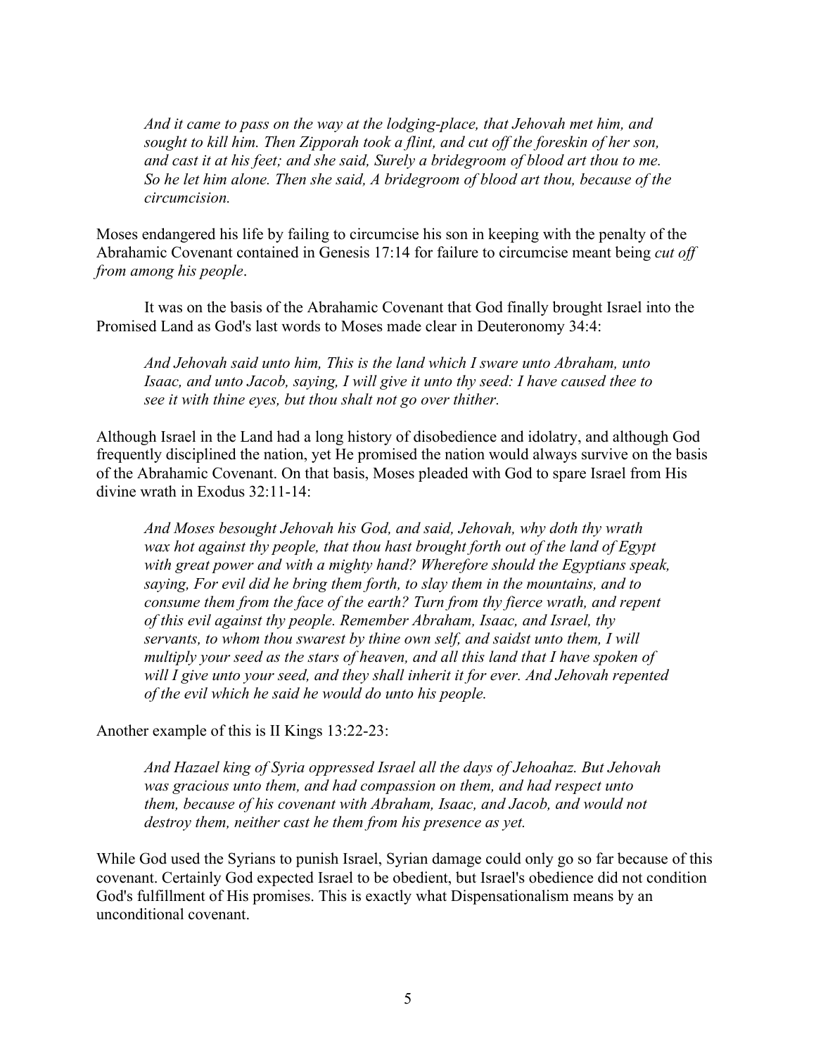> *And it came to pass on the way at the lodging-place, that Jehovah met him, and sought to kill him. Then Zipporah took a flint, and cut off the foreskin of her son, and cast it at his feet; and she said, Surely a bridegroom of blood art thou to me. So he let him alone. Then she said, A bridegroom of blood art thou, because of the circumcision.*

Moses endangered his life by failing to circumcise his son in keeping with the penalty of the Abrahamic Covenant contained in Genesis 17:14 for failure to circumcise meant being *cut off from among his people*.

It was on the basis of the Abrahamic Covenant that God finally brought Israel into the Promised Land as God's last words to Moses made clear in Deuteronomy 34:4:

> *And Jehovah said unto him, This is the land which I sware unto Abraham, unto Isaac, and unto Jacob, saying, I will give it unto thy seed: I have caused thee to see it with thine eyes, but thou shalt not go over thither.*

Although Israel in the Land had a long history of disobedience and idolatry, and although God frequently disciplined the nation, yet He promised the nation would always survive on the basis of the Abrahamic Covenant. On that basis, Moses pleaded with God to spare Israel from His divine wrath in Exodus 32:11-14:

> *And Moses besought Jehovah his God, and said, Jehovah, why doth thy wrath wax hot against thy people, that thou hast brought forth out of the land of Egypt with great power and with a mighty hand? Wherefore should the Egyptians speak, saying, For evil did he bring them forth, to slay them in the mountains, and to consume them from the face of the earth? Turn from thy fierce wrath, and repent of this evil against thy people. Remember Abraham, Isaac, and Israel, thy servants, to whom thou swarest by thine own self, and saidst unto them, I will multiply your seed as the stars of heaven, and all this land that I have spoken of will I give unto your seed, and they shall inherit it for ever. And Jehovah repented of the evil which he said he would do unto his people.*

Another example of this is II Kings 13:22-23:

> *And Hazael king of Syria oppressed Israel all the days of Jehoahaz. But Jehovah was gracious unto them, and had compassion on them, and had respect unto them, because of his covenant with Abraham, Isaac, and Jacob, and would not destroy them, neither cast he them from his presence as yet.*

While God used the Syrians to punish Israel, Syrian damage could only go so far because of this covenant. Certainly God expected Israel to be obedient, but Israel's obedience did not condition God's fulfillment of His promises. This is exactly what Dispensationalism means by an unconditional covenant.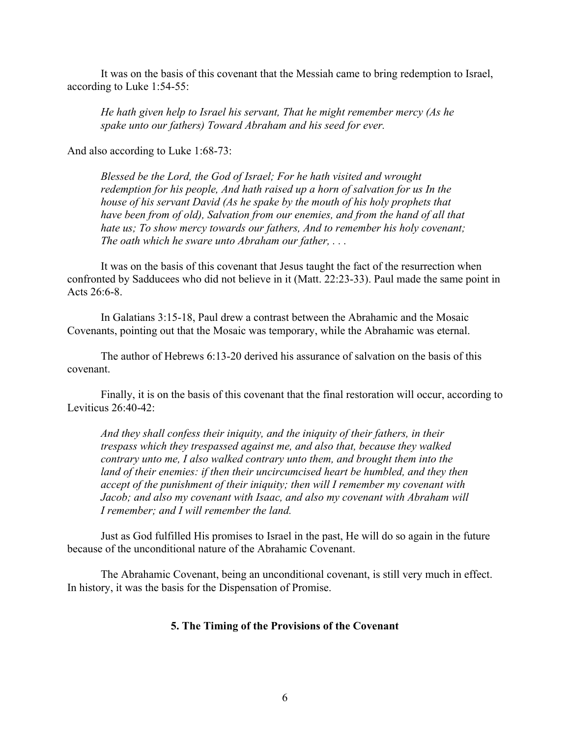It was on the basis of this covenant that the Messiah came to bring redemption to Israel, according to Luke 1:54-55:

> *He hath given help to Israel his servant, That he might remember mercy (As he spake unto our fathers) Toward Abraham and his seed for ever.*

And also according to Luke 1:68-73:

> *Blessed be the Lord, the God of Israel; For he hath visited and wrought redemption for his people, And hath raised up a horn of salvation for us In the house of his servant David (As he spake by the mouth of his holy prophets that have been from of old), Salvation from our enemies, and from the hand of all that hate us; To show mercy towards our fathers, And to remember his holy covenant; The oath which he sware unto Abraham our father, . . .*

It was on the basis of this covenant that Jesus taught the fact of the resurrection when confronted by Sadducees who did not believe in it (Matt. 22:23-33). Paul made the same point in Acts 26:6-8.

In Galatians 3:15-18, Paul drew a contrast between the Abrahamic and the Mosaic Covenants, pointing out that the Mosaic was temporary, while the Abrahamic was eternal.

The author of Hebrews 6:13-20 derived his assurance of salvation on the basis of this covenant.

Finally, it is on the basis of this covenant that the final restoration will occur, according to Leviticus 26:40-42:

> *And they shall confess their iniquity, and the iniquity of their fathers, in their trespass which they trespassed against me, and also that, because they walked contrary unto me, I also walked contrary unto them, and brought them into the land of their enemies: if then their uncircumcised heart be humbled, and they then accept of the punishment of their iniquity; then will I remember my covenant with Jacob; and also my covenant with Isaac, and also my covenant with Abraham will I remember; and I will remember the land.*

Just as God fulfilled His promises to Israel in the past, He will do so again in the future because of the unconditional nature of the Abrahamic Covenant.

The Abrahamic Covenant, being an unconditional covenant, is still very much in effect. In history, it was the basis for the Dispensation of Promise.

### 5. The Timing of the Provisions of the Covenant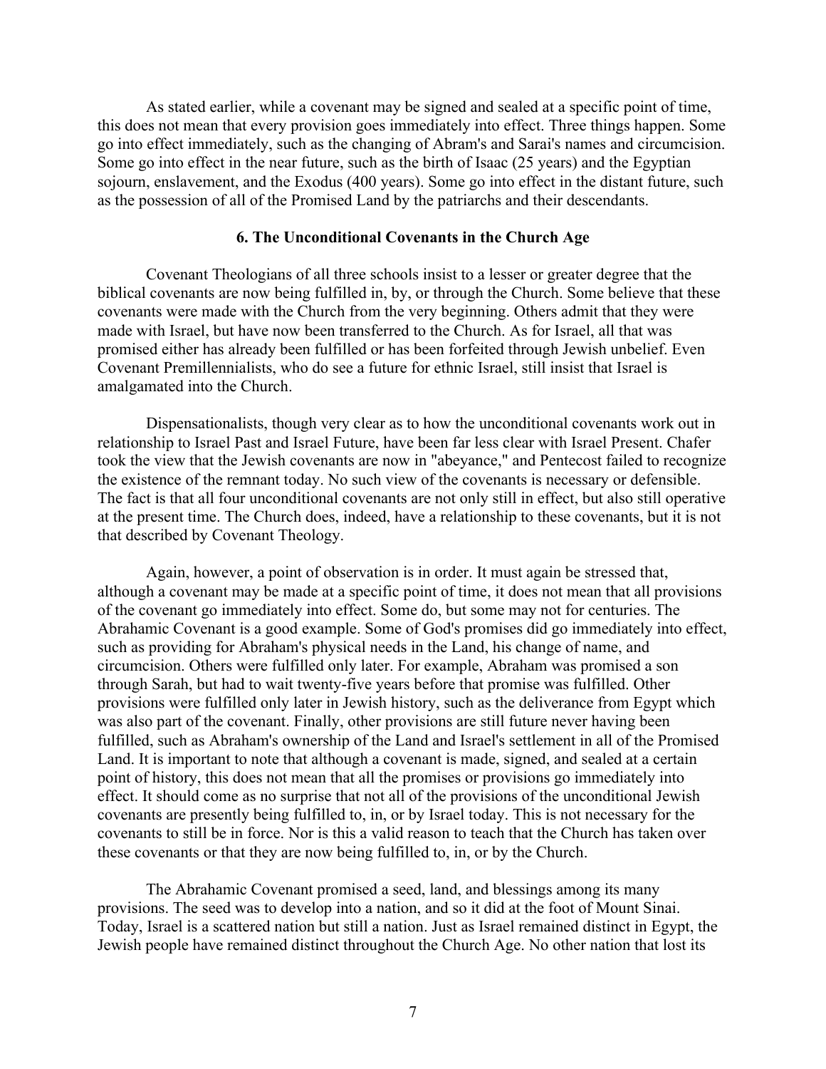As stated earlier, while a covenant may be signed and sealed at a specific point of time, this does not mean that every provision goes immediately into effect. Three things happen. Some go into effect immediately, such as the changing of Abram's and Sarai's names and circumcision. Some go into effect in the near future, such as the birth of Isaac (25 years) and the Egyptian sojourn, enslavement, and the Exodus (400 years). Some go into effect in the distant future, such as the possession of all of the Promised Land by the patriarchs and their descendants.

## 6. The Unconditional Covenants in the Church Age

Covenant Theologians of all three schools insist to a lesser or greater degree that the biblical covenants are now being fulfilled in, by, or through the Church. Some believe that these covenants were made with the Church from the very beginning. Others admit that they were made with Israel, but have now been transferred to the Church. As for Israel, all that was promised either has already been fulfilled or has been forfeited through Jewish unbelief. Even Covenant Premillennialists, who do see a future for ethnic Israel, still insist that Israel is amalgamated into the Church.

Dispensationalists, though very clear as to how the unconditional covenants work out in relationship to Israel Past and Israel Future, have been far less clear with Israel Present. Chafer took the view that the Jewish covenants are now in "abeyance," and Pentecost failed to recognize the existence of the remnant today. No such view of the covenants is necessary or defensible. The fact is that all four unconditional covenants are not only still in effect, but also still operative at the present time. The Church does, indeed, have a relationship to these covenants, but it is not that described by Covenant Theology.

Again, however, a point of observation is in order. It must again be stressed that, although a covenant may be made at a specific point of time, it does not mean that all provisions of the covenant go immediately into effect. Some do, but some may not for centuries. The Abrahamic Covenant is a good example. Some of God's promises did go immediately into effect, such as providing for Abraham's physical needs in the Land, his change of name, and circumcision. Others were fulfilled only later. For example, Abraham was promised a son through Sarah, but had to wait twenty-five years before that promise was fulfilled. Other provisions were fulfilled only later in Jewish history, such as the deliverance from Egypt which was also part of the covenant. Finally, other provisions are still future never having been fulfilled, such as Abraham's ownership of the Land and Israel's settlement in all of the Promised Land. It is important to note that although a covenant is made, signed, and sealed at a certain point of history, this does not mean that all the promises or provisions go immediately into effect. It should come as no surprise that not all of the provisions of the unconditional Jewish covenants are presently being fulfilled to, in, or by Israel today. This is not necessary for the covenants to still be in force. Nor is this a valid reason to teach that the Church has taken over these covenants or that they are now being fulfilled to, in, or by the Church.

The Abrahamic Covenant promised a seed, land, and blessings among its many provisions. The seed was to develop into a nation, and so it did at the foot of Mount Sinai. Today, Israel is a scattered nation but still a nation. Just as Israel remained distinct in Egypt, the Jewish people have remained distinct throughout the Church Age. No other nation that lost its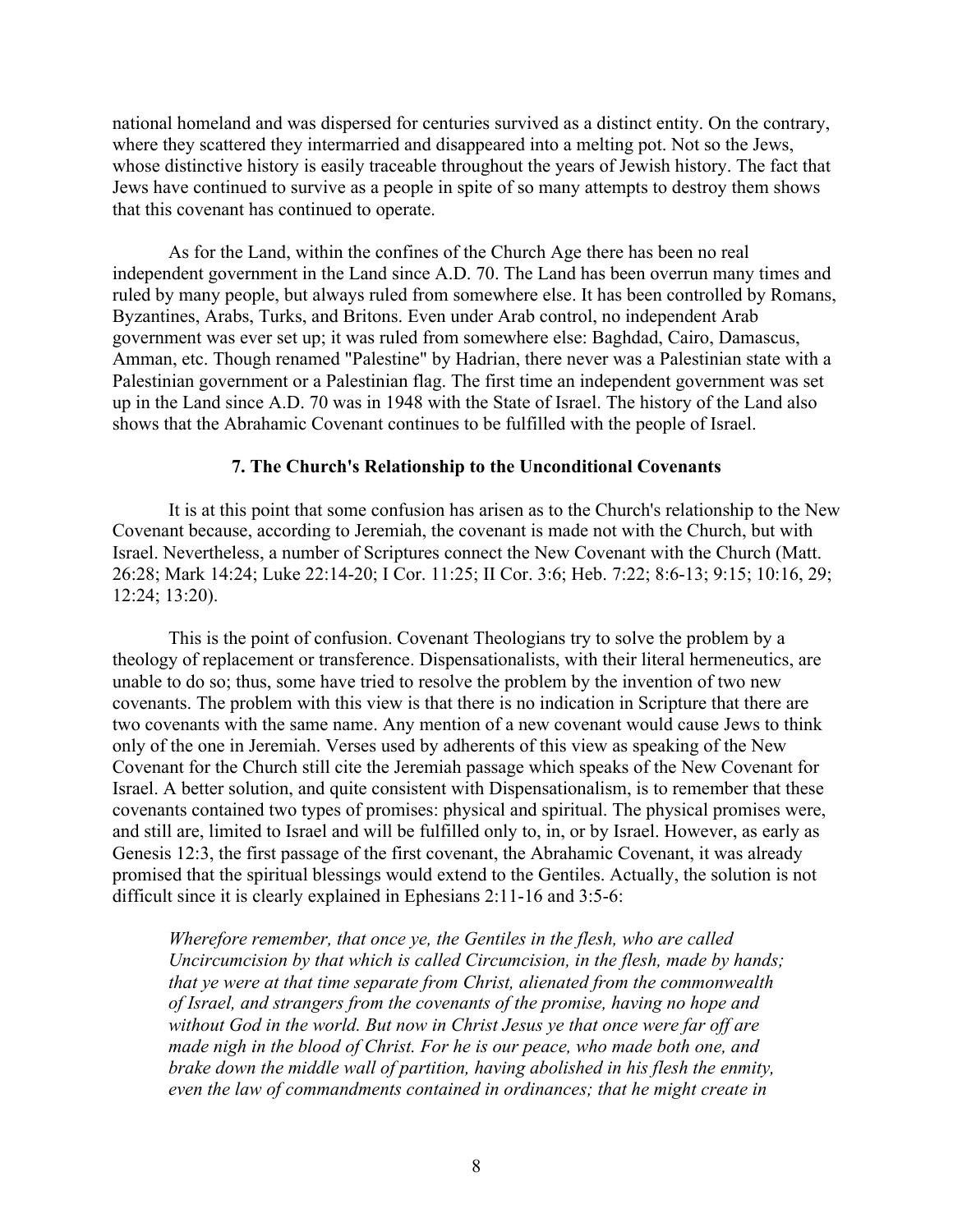national homeland and was dispersed for centuries survived as a distinct entity. On the contrary, where they scattered they intermarried and disappeared into a melting pot. Not so the Jews, whose distinctive history is easily traceable throughout the years of Jewish history. The fact that Jews have continued to survive as a people in spite of so many attempts to destroy them shows that this covenant has continued to operate.

As for the Land, within the confines of the Church Age there has been no real independent government in the Land since A.D. 70. The Land has been overrun many times and ruled by many people, but always ruled from somewhere else. It has been controlled by Romans, Byzantines, Arabs, Turks, and Britons. Even under Arab control, no independent Arab government was ever set up; it was ruled from somewhere else: Baghdad, Cairo, Damascus, Amman, etc. Though renamed "Palestine" by Hadrian, there never was a Palestinian state with a Palestinian government or a Palestinian flag. The first time an independent government was set up in the Land since A.D. 70 was in 1948 with the State of Israel. The history of the Land also shows that the Abrahamic Covenant continues to be fulfilled with the people of Israel.

### 7. The Church's Relationship to the Unconditional Covenants

It is at this point that some confusion has arisen as to the Church's relationship to the New Covenant because, according to Jeremiah, the covenant is made not with the Church, but with Israel. Nevertheless, a number of Scriptures connect the New Covenant with the Church (Matt. 26:28; Mark 14:24; Luke 22:14-20; I Cor. 11:25; II Cor. 3:6; Heb. 7:22; 8:6-13; 9:15; 10:16, 29; 12:24; 13:20).

This is the point of confusion. Covenant Theologians try to solve the problem by a theology of replacement or transference. Dispensationalists, with their literal hermeneutics, are unable to do so; thus, some have tried to resolve the problem by the invention of two new covenants. The problem with this view is that there is no indication in Scripture that there are two covenants with the same name. Any mention of a new covenant would cause Jews to think only of the one in Jeremiah. Verses used by adherents of this view as speaking of the New Covenant for the Church still cite the Jeremiah passage which speaks of the New Covenant for Israel. A better solution, and quite consistent with Dispensationalism, is to remember that these covenants contained two types of promises: physical and spiritual. The physical promises were, and still are, limited to Israel and will be fulfilled only to, in, or by Israel. However, as early as Genesis 12:3, the first passage of the first covenant, the Abrahamic Covenant, it was already promised that the spiritual blessings would extend to the Gentiles. Actually, the solution is not difficult since it is clearly explained in Ephesians 2:11-16 and 3:5-6:

> *Wherefore remember, that once ye, the Gentiles in the flesh, who are called Uncircumcision by that which is called Circumcision, in the flesh, made by hands; that ye were at that time separate from Christ, alienated from the commonwealth of Israel, and strangers from the covenants of the promise, having no hope and without God in the world. But now in Christ Jesus ye that once were far off are made nigh in the blood of Christ. For he is our peace, who made both one, and brake down the middle wall of partition, having abolished in his flesh the enmity, even the law of commandments contained in ordinances; that he might create in*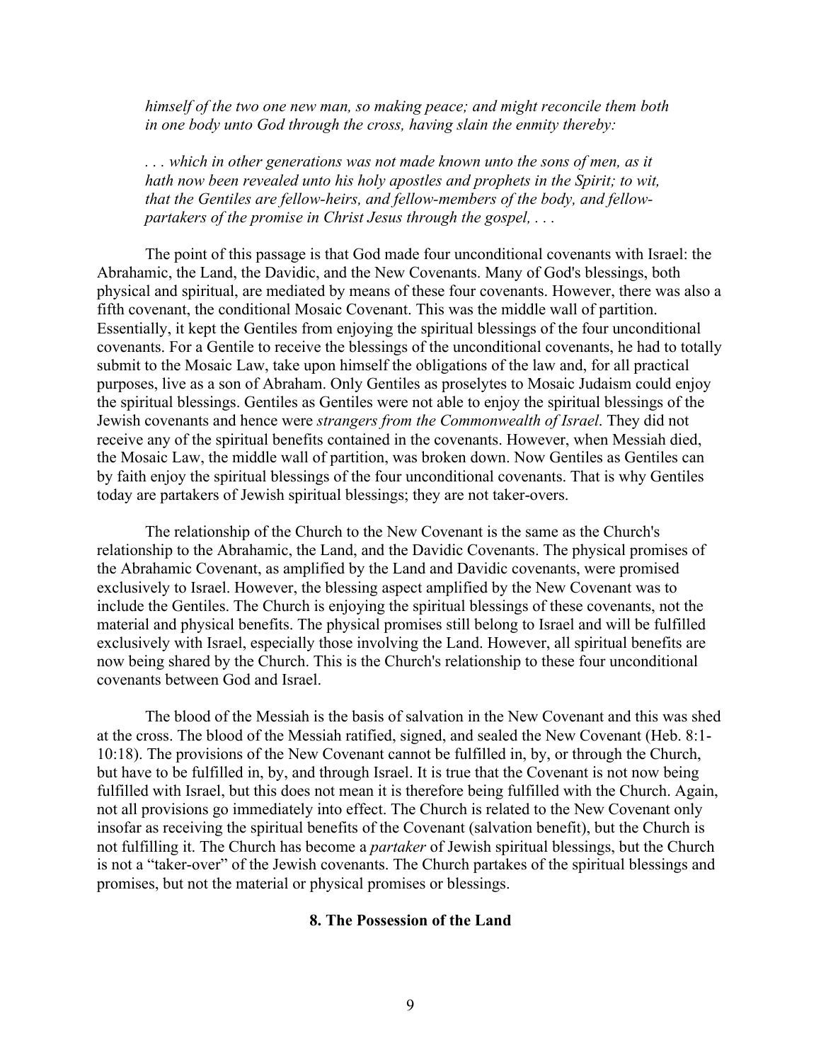*himself of the two one new man, so making peace; and might reconcile them both in one body unto God through the cross, having slain the enmity thereby:*

*. . . which in other generations was not made known unto the sons of men, as it hath now been revealed unto his holy apostles and prophets in the Spirit; to wit, that the Gentiles are fellow-heirs, and fellow-members of the body, and fellow-partakers of the promise in Christ Jesus through the gospel, . . .*

The point of this passage is that God made four unconditional covenants with Israel: the Abrahamic, the Land, the Davidic, and the New Covenants. Many of God's blessings, both physical and spiritual, are mediated by means of these four covenants. However, there was also a fifth covenant, the conditional Mosaic Covenant. This was the middle wall of partition. Essentially, it kept the Gentiles from enjoying the spiritual blessings of the four unconditional covenants. For a Gentile to receive the blessings of the unconditional covenants, he had to totally submit to the Mosaic Law, take upon himself the obligations of the law and, for all practical purposes, live as a son of Abraham. Only Gentiles as proselytes to Mosaic Judaism could enjoy the spiritual blessings. Gentiles as Gentiles were not able to enjoy the spiritual blessings of the Jewish covenants and hence were *strangers from the Commonwealth of Israel*. They did not receive any of the spiritual benefits contained in the covenants. However, when Messiah died, the Mosaic Law, the middle wall of partition, was broken down. Now Gentiles as Gentiles can by faith enjoy the spiritual blessings of the four unconditional covenants. That is why Gentiles today are partakers of Jewish spiritual blessings; they are not taker-overs.

The relationship of the Church to the New Covenant is the same as the Church's relationship to the Abrahamic, the Land, and the Davidic Covenants. The physical promises of the Abrahamic Covenant, as amplified by the Land and Davidic covenants, were promised exclusively to Israel. However, the blessing aspect amplified by the New Covenant was to include the Gentiles. The Church is enjoying the spiritual blessings of these covenants, not the material and physical benefits. The physical promises still belong to Israel and will be fulfilled exclusively with Israel, especially those involving the Land. However, all spiritual benefits are now being shared by the Church. This is the Church's relationship to these four unconditional covenants between God and Israel.

The blood of the Messiah is the basis of salvation in the New Covenant and this was shed at the cross. The blood of the Messiah ratified, signed, and sealed the New Covenant (Heb. 8:1-10:18). The provisions of the New Covenant cannot be fulfilled in, by, or through the Church, but have to be fulfilled in, by, and through Israel. It is true that the Covenant is not now being fulfilled with Israel, but this does not mean it is therefore being fulfilled with the Church. Again, not all provisions go immediately into effect. The Church is related to the New Covenant only insofar as receiving the spiritual benefits of the Covenant (salvation benefit), but the Church is not fulfilling it. The Church has become a *partaker* of Jewish spiritual blessings, but the Church is not a "taker-over" of the Jewish covenants. The Church partakes of the spiritual blessings and promises, but not the material or physical promises or blessings.

### 8. The Possession of the Land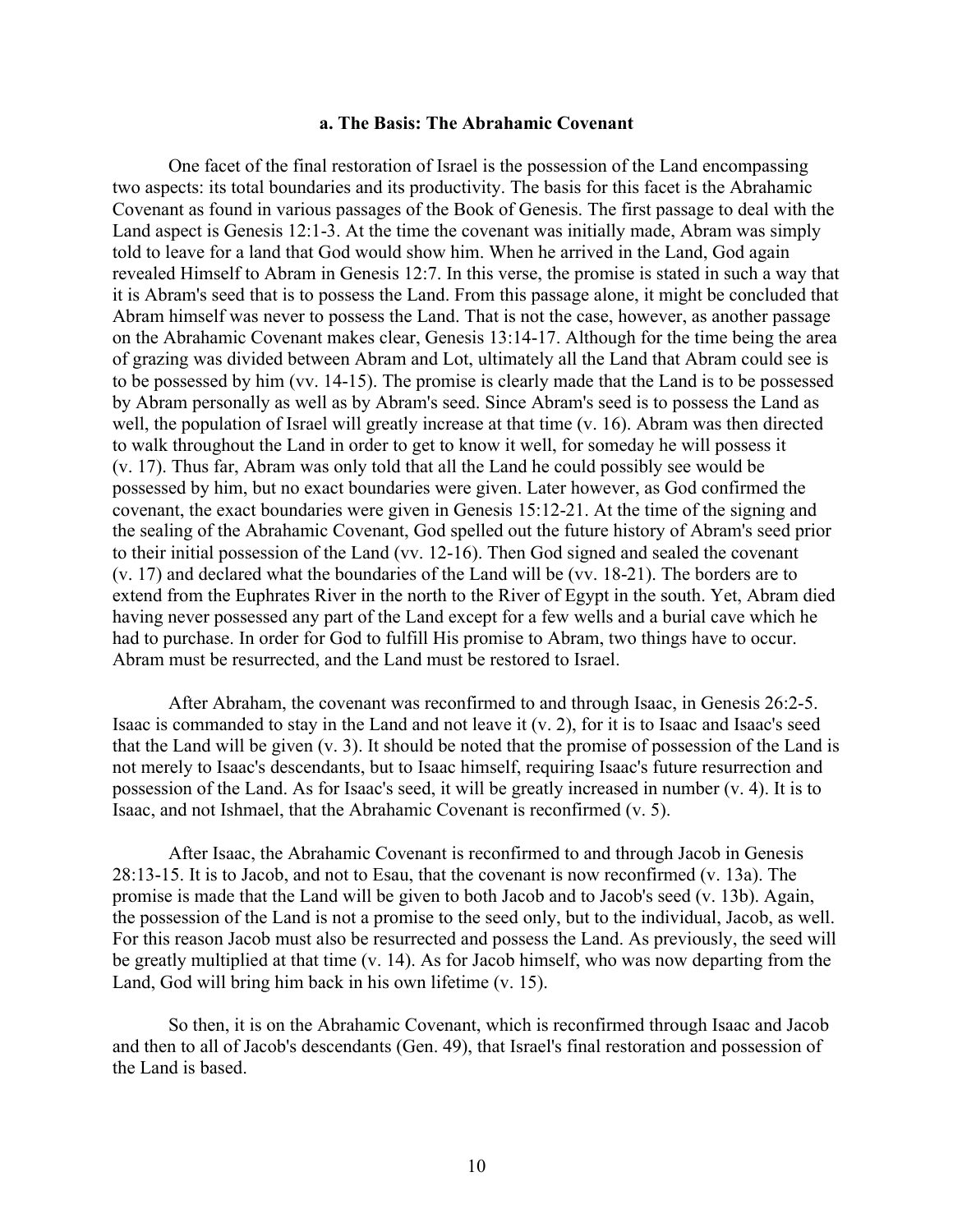### a. The Basis: The Abrahamic Covenant

One facet of the final restoration of Israel is the possession of the Land encompassing two aspects: its total boundaries and its productivity. The basis for this facet is the Abrahamic Covenant as found in various passages of the Book of Genesis. The first passage to deal with the Land aspect is Genesis 12:1-3. At the time the covenant was initially made, Abram was simply told to leave for a land that God would show him. When he arrived in the Land, God again revealed Himself to Abram in Genesis 12:7. In this verse, the promise is stated in such a way that it is Abram's seed that is to possess the Land. From this passage alone, it might be concluded that Abram himself was never to possess the Land. That is not the case, however, as another passage on the Abrahamic Covenant makes clear, Genesis 13:14-17. Although for the time being the area of grazing was divided between Abram and Lot, ultimately all the Land that Abram could see is to be possessed by him (vv. 14-15). The promise is clearly made that the Land is to be possessed by Abram personally as well as by Abram's seed. Since Abram's seed is to possess the Land as well, the population of Israel will greatly increase at that time (v. 16). Abram was then directed to walk throughout the Land in order to get to know it well, for someday he will possess it (v. 17). Thus far, Abram was only told that all the Land he could possibly see would be possessed by him, but no exact boundaries were given. Later however, as God confirmed the covenant, the exact boundaries were given in Genesis 15:12-21. At the time of the signing and the sealing of the Abrahamic Covenant, God spelled out the future history of Abram's seed prior to their initial possession of the Land (vv. 12-16). Then God signed and sealed the covenant (v. 17) and declared what the boundaries of the Land will be (vv. 18-21). The borders are to extend from the Euphrates River in the north to the River of Egypt in the south. Yet, Abram died having never possessed any part of the Land except for a few wells and a burial cave which he had to purchase. In order for God to fulfill His promise to Abram, two things have to occur. Abram must be resurrected, and the Land must be restored to Israel.

After Abraham, the covenant was reconfirmed to and through Isaac, in Genesis 26:2-5. Isaac is commanded to stay in the Land and not leave it (v. 2), for it is to Isaac and Isaac's seed that the Land will be given (v. 3). It should be noted that the promise of possession of the Land is not merely to Isaac's descendants, but to Isaac himself, requiring Isaac's future resurrection and possession of the Land. As for Isaac's seed, it will be greatly increased in number (v. 4). It is to Isaac, and not Ishmael, that the Abrahamic Covenant is reconfirmed (v. 5).

After Isaac, the Abrahamic Covenant is reconfirmed to and through Jacob in Genesis 28:13-15. It is to Jacob, and not to Esau, that the covenant is now reconfirmed (v. 13a). The promise is made that the Land will be given to both Jacob and to Jacob's seed (v. 13b). Again, the possession of the Land is not a promise to the seed only, but to the individual, Jacob, as well. For this reason Jacob must also be resurrected and possess the Land. As previously, the seed will be greatly multiplied at that time (v. 14). As for Jacob himself, who was now departing from the Land, God will bring him back in his own lifetime (v. 15).

So then, it is on the Abrahamic Covenant, which is reconfirmed through Isaac and Jacob and then to all of Jacob's descendants (Gen. 49), that Israel's final restoration and possession of the Land is based.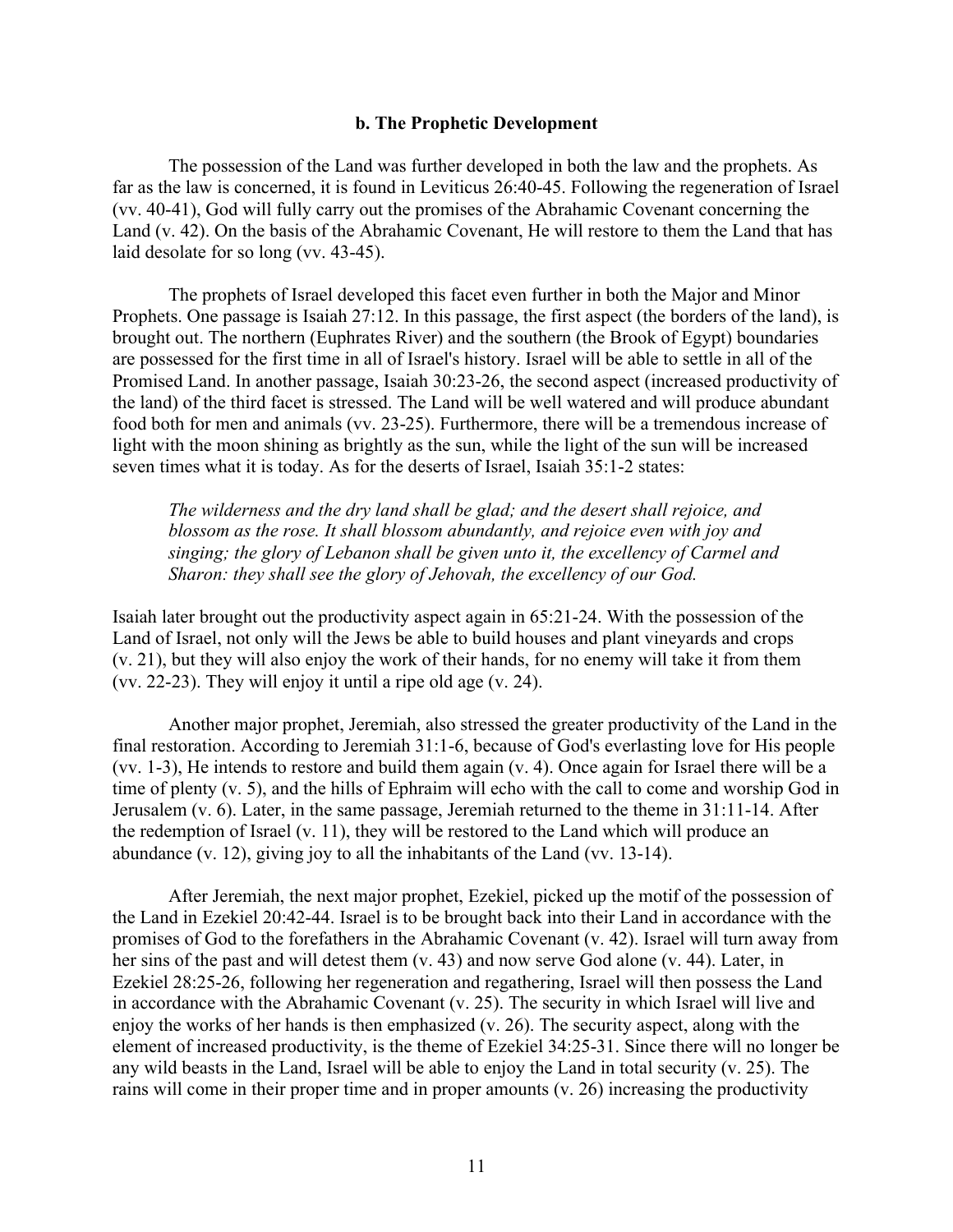### b. The Prophetic Development

The possession of the Land was further developed in both the law and the prophets. As far as the law is concerned, it is found in Leviticus 26:40-45. Following the regeneration of Israel (vv. 40-41), God will fully carry out the promises of the Abrahamic Covenant concerning the Land (v. 42). On the basis of the Abrahamic Covenant, He will restore to them the Land that has laid desolate for so long (vv. 43-45).

The prophets of Israel developed this facet even further in both the Major and Minor Prophets. One passage is Isaiah 27:12. In this passage, the first aspect (the borders of the land), is brought out. The northern (Euphrates River) and the southern (the Brook of Egypt) boundaries are possessed for the first time in all of Israel's history. Israel will be able to settle in all of the Promised Land. In another passage, Isaiah 30:23-26, the second aspect (increased productivity of the land) of the third facet is stressed. The Land will be well watered and will produce abundant food both for men and animals (vv. 23-25). Furthermore, there will be a tremendous increase of light with the moon shining as brightly as the sun, while the light of the sun will be increased seven times what it is today. As for the deserts of Israel, Isaiah 35:1-2 states:

> *The wilderness and the dry land shall be glad; and the desert shall rejoice, and blossom as the rose. It shall blossom abundantly, and rejoice even with joy and singing; the glory of Lebanon shall be given unto it, the excellency of Carmel and Sharon: they shall see the glory of Jehovah, the excellency of our God.*

Isaiah later brought out the productivity aspect again in 65:21-24. With the possession of the Land of Israel, not only will the Jews be able to build houses and plant vineyards and crops (v. 21), but they will also enjoy the work of their hands, for no enemy will take it from them (vv. 22-23). They will enjoy it until a ripe old age (v. 24).

Another major prophet, Jeremiah, also stressed the greater productivity of the Land in the final restoration. According to Jeremiah 31:1-6, because of God's everlasting love for His people (vv. 1-3), He intends to restore and build them again (v. 4). Once again for Israel there will be a time of plenty (v. 5), and the hills of Ephraim will echo with the call to come and worship God in Jerusalem (v. 6). Later, in the same passage, Jeremiah returned to the theme in 31:11-14. After the redemption of Israel (v. 11), they will be restored to the Land which will produce an abundance (v. 12), giving joy to all the inhabitants of the Land (vv. 13-14).

After Jeremiah, the next major prophet, Ezekiel, picked up the motif of the possession of the Land in Ezekiel 20:42-44. Israel is to be brought back into their Land in accordance with the promises of God to the forefathers in the Abrahamic Covenant (v. 42). Israel will turn away from her sins of the past and will detest them (v. 43) and now serve God alone (v. 44). Later, in Ezekiel 28:25-26, following her regeneration and regathering, Israel will then possess the Land in accordance with the Abrahamic Covenant (v. 25). The security in which Israel will live and enjoy the works of her hands is then emphasized (v. 26). The security aspect, along with the element of increased productivity, is the theme of Ezekiel 34:25-31. Since there will no longer be any wild beasts in the Land, Israel will be able to enjoy the Land in total security (v. 25). The rains will come in their proper time and in proper amounts (v. 26) increasing the productivity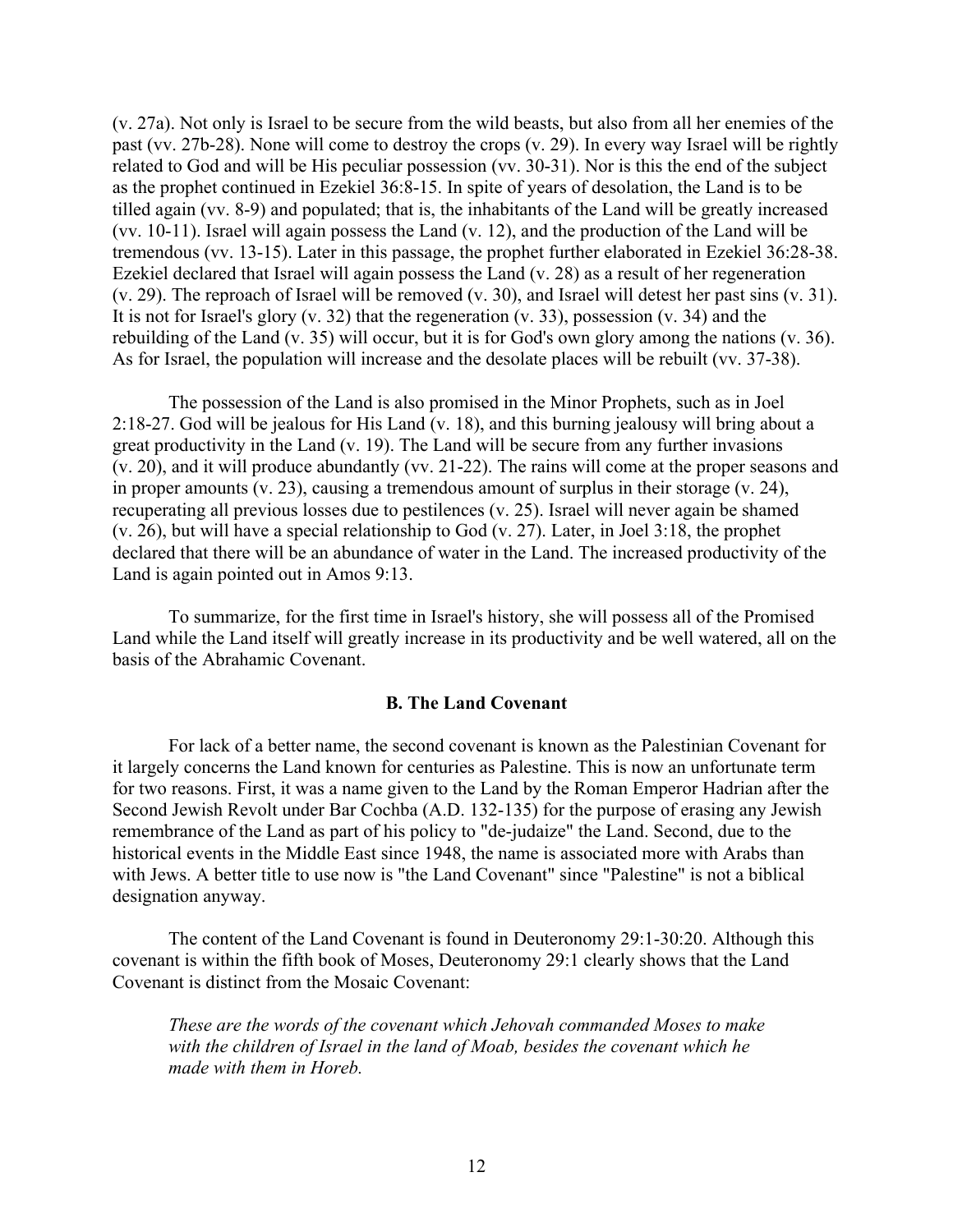(v. 27a). Not only is Israel to be secure from the wild beasts, but also from all her enemies of the past (vv. 27b-28). None will come to destroy the crops (v. 29). In every way Israel will be rightly related to God and will be His peculiar possession (vv. 30-31). Nor is this the end of the subject as the prophet continued in Ezekiel 36:8-15. In spite of years of desolation, the Land is to be tilled again (vv. 8-9) and populated; that is, the inhabitants of the Land will be greatly increased (vv. 10-11). Israel will again possess the Land (v. 12), and the production of the Land will be tremendous (vv. 13-15). Later in this passage, the prophet further elaborated in Ezekiel 36:28-38. Ezekiel declared that Israel will again possess the Land (v. 28) as a result of her regeneration (v. 29). The reproach of Israel will be removed (v. 30), and Israel will detest her past sins (v. 31). It is not for Israel's glory (v. 32) that the regeneration (v. 33), possession (v. 34) and the rebuilding of the Land (v. 35) will occur, but it is for God's own glory among the nations (v. 36). As for Israel, the population will increase and the desolate places will be rebuilt (vv. 37-38).

The possession of the Land is also promised in the Minor Prophets, such as in Joel 2:18-27. God will be jealous for His Land (v. 18), and this burning jealousy will bring about a great productivity in the Land (v. 19). The Land will be secure from any further invasions (v. 20), and it will produce abundantly (vv. 21-22). The rains will come at the proper seasons and in proper amounts (v. 23), causing a tremendous amount of surplus in their storage (v. 24), recuperating all previous losses due to pestilences (v. 25). Israel will never again be shamed (v. 26), but will have a special relationship to God (v. 27). Later, in Joel 3:18, the prophet declared that there will be an abundance of water in the Land. The increased productivity of the Land is again pointed out in Amos 9:13.

To summarize, for the first time in Israel's history, she will possess all of the Promised Land while the Land itself will greatly increase in its productivity and be well watered, all on the basis of the Abrahamic Covenant.

### B. The Land Covenant

For lack of a better name, the second covenant is known as the Palestinian Covenant for it largely concerns the Land known for centuries as Palestine. This is now an unfortunate term for two reasons. First, it was a name given to the Land by the Roman Emperor Hadrian after the Second Jewish Revolt under Bar Cochba (A.D. 132-135) for the purpose of erasing any Jewish remembrance of the Land as part of his policy to "de-judaize" the Land. Second, due to the historical events in the Middle East since 1948, the name is associated more with Arabs than with Jews. A better title to use now is "the Land Covenant" since "Palestine" is not a biblical designation anyway.

The content of the Land Covenant is found in Deuteronomy 29:1-30:20. Although this covenant is within the fifth book of Moses, Deuteronomy 29:1 clearly shows that the Land Covenant is distinct from the Mosaic Covenant:

> *These are the words of the covenant which Jehovah commanded Moses to make with the children of Israel in the land of Moab, besides the covenant which he made with them in Horeb.*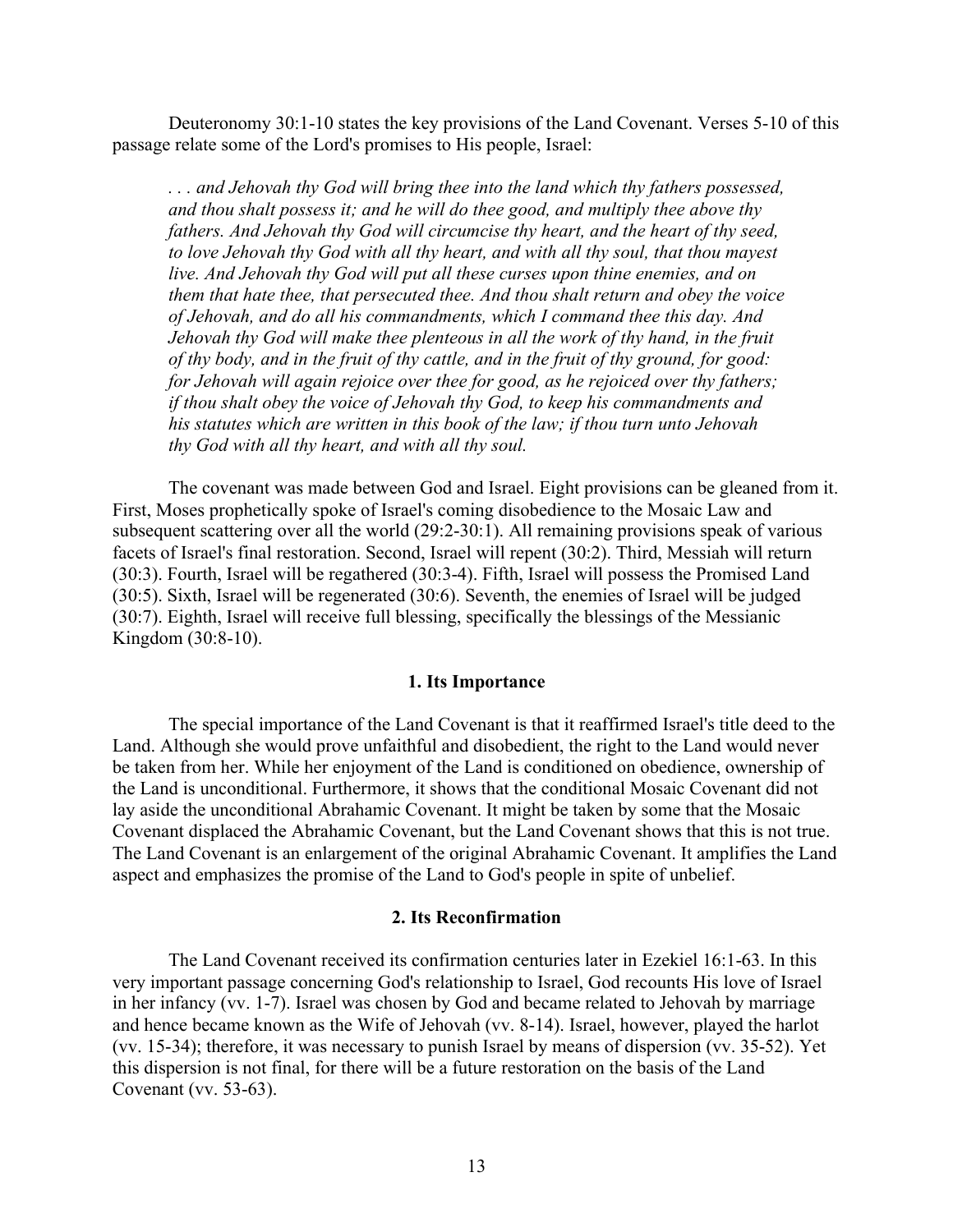Deuteronomy 30:1-10 states the key provisions of the Land Covenant. Verses 5-10 of this passage relate some of the Lord's promises to His people, Israel:

> *. . . and Jehovah thy God will bring thee into the land which thy fathers possessed, and thou shalt possess it; and he will do thee good, and multiply thee above thy fathers. And Jehovah thy God will circumcise thy heart, and the heart of thy seed, to love Jehovah thy God with all thy heart, and with all thy soul, that thou mayest live. And Jehovah thy God will put all these curses upon thine enemies, and on them that hate thee, that persecuted thee. And thou shalt return and obey the voice of Jehovah, and do all his commandments, which I command thee this day. And Jehovah thy God will make thee plenteous in all the work of thy hand, in the fruit of thy body, and in the fruit of thy cattle, and in the fruit of thy ground, for good: for Jehovah will again rejoice over thee for good, as he rejoiced over thy fathers; if thou shalt obey the voice of Jehovah thy God, to keep his commandments and his statutes which are written in this book of the law; if thou turn unto Jehovah thy God with all thy heart, and with all thy soul.*

The covenant was made between God and Israel. Eight provisions can be gleaned from it. First, Moses prophetically spoke of Israel's coming disobedience to the Mosaic Law and subsequent scattering over all the world (29:2-30:1). All remaining provisions speak of various facets of Israel's final restoration. Second, Israel will repent (30:2). Third, Messiah will return (30:3). Fourth, Israel will be regathered (30:3-4). Fifth, Israel will possess the Promised Land (30:5). Sixth, Israel will be regenerated (30:6). Seventh, the enemies of Israel will be judged (30:7). Eighth, Israel will receive full blessing, specifically the blessings of the Messianic Kingdom (30:8-10).

### 1. Its Importance

The special importance of the Land Covenant is that it reaffirmed Israel's title deed to the Land. Although she would prove unfaithful and disobedient, the right to the Land would never be taken from her. While her enjoyment of the Land is conditioned on obedience, ownership of the Land is unconditional. Furthermore, it shows that the conditional Mosaic Covenant did not lay aside the unconditional Abrahamic Covenant. It might be taken by some that the Mosaic Covenant displaced the Abrahamic Covenant, but the Land Covenant shows that this is not true. The Land Covenant is an enlargement of the original Abrahamic Covenant. It amplifies the Land aspect and emphasizes the promise of the Land to God's people in spite of unbelief.

### 2. Its Reconfirmation

The Land Covenant received its confirmation centuries later in Ezekiel 16:1-63. In this very important passage concerning God's relationship to Israel, God recounts His love of Israel in her infancy (vv. 1-7). Israel was chosen by God and became related to Jehovah by marriage and hence became known as the Wife of Jehovah (vv. 8-14). Israel, however, played the harlot (vv. 15-34); therefore, it was necessary to punish Israel by means of dispersion (vv. 35-52). Yet this dispersion is not final, for there will be a future restoration on the basis of the Land Covenant (vv. 53-63).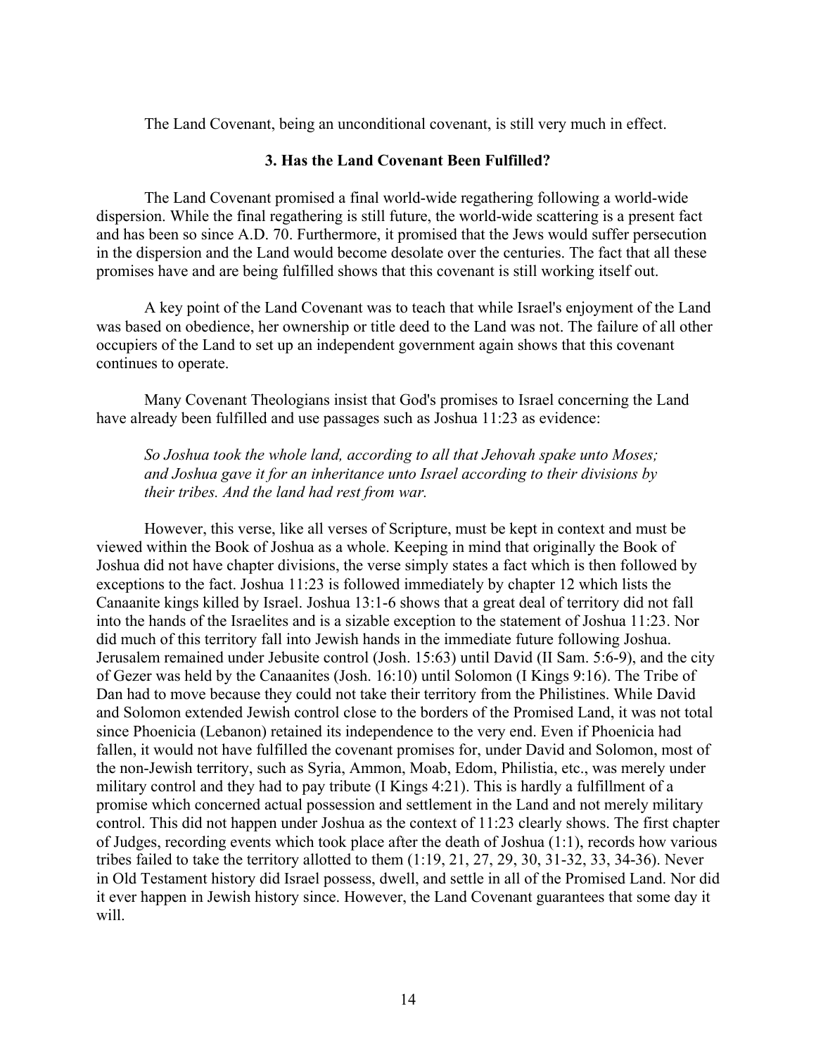The Land Covenant, being an unconditional covenant, is still very much in effect.

### 3. Has the Land Covenant Been Fulfilled?

The Land Covenant promised a final world-wide regathering following a world-wide dispersion. While the final regathering is still future, the world-wide scattering is a present fact and has been so since A.D. 70. Furthermore, it promised that the Jews would suffer persecution in the dispersion and the Land would become desolate over the centuries. The fact that all these promises have and are being fulfilled shows that this covenant is still working itself out.

A key point of the Land Covenant was to teach that while Israel's enjoyment of the Land was based on obedience, her ownership or title deed to the Land was not. The failure of all other occupiers of the Land to set up an independent government again shows that this covenant continues to operate.

Many Covenant Theologians insist that God's promises to Israel concerning the Land have already been fulfilled and use passages such as Joshua 11:23 as evidence:

> *So Joshua took the whole land, according to all that Jehovah spake unto Moses; and Joshua gave it for an inheritance unto Israel according to their divisions by their tribes. And the land had rest from war.*

However, this verse, like all verses of Scripture, must be kept in context and must be viewed within the Book of Joshua as a whole. Keeping in mind that originally the Book of Joshua did not have chapter divisions, the verse simply states a fact which is then followed by exceptions to the fact. Joshua 11:23 is followed immediately by chapter 12 which lists the Canaanite kings killed by Israel. Joshua 13:1-6 shows that a great deal of territory did not fall into the hands of the Israelites and is a sizable exception to the statement of Joshua 11:23. Nor did much of this territory fall into Jewish hands in the immediate future following Joshua. Jerusalem remained under Jebusite control (Josh. 15:63) until David (II Sam. 5:6-9), and the city of Gezer was held by the Canaanites (Josh. 16:10) until Solomon (I Kings 9:16). The Tribe of Dan had to move because they could not take their territory from the Philistines. While David and Solomon extended Jewish control close to the borders of the Promised Land, it was not total since Phoenicia (Lebanon) retained its independence to the very end. Even if Phoenicia had fallen, it would not have fulfilled the covenant promises for, under David and Solomon, most of the non-Jewish territory, such as Syria, Ammon, Moab, Edom, Philistia, etc., was merely under military control and they had to pay tribute (I Kings 4:21). This is hardly a fulfillment of a promise which concerned actual possession and settlement in the Land and not merely military control. This did not happen under Joshua as the context of 11:23 clearly shows. The first chapter of Judges, recording events which took place after the death of Joshua (1:1), records how various tribes failed to take the territory allotted to them (1:19, 21, 27, 29, 30, 31-32, 33, 34-36). Never in Old Testament history did Israel possess, dwell, and settle in all of the Promised Land. Nor did it ever happen in Jewish history since. However, the Land Covenant guarantees that some day it will.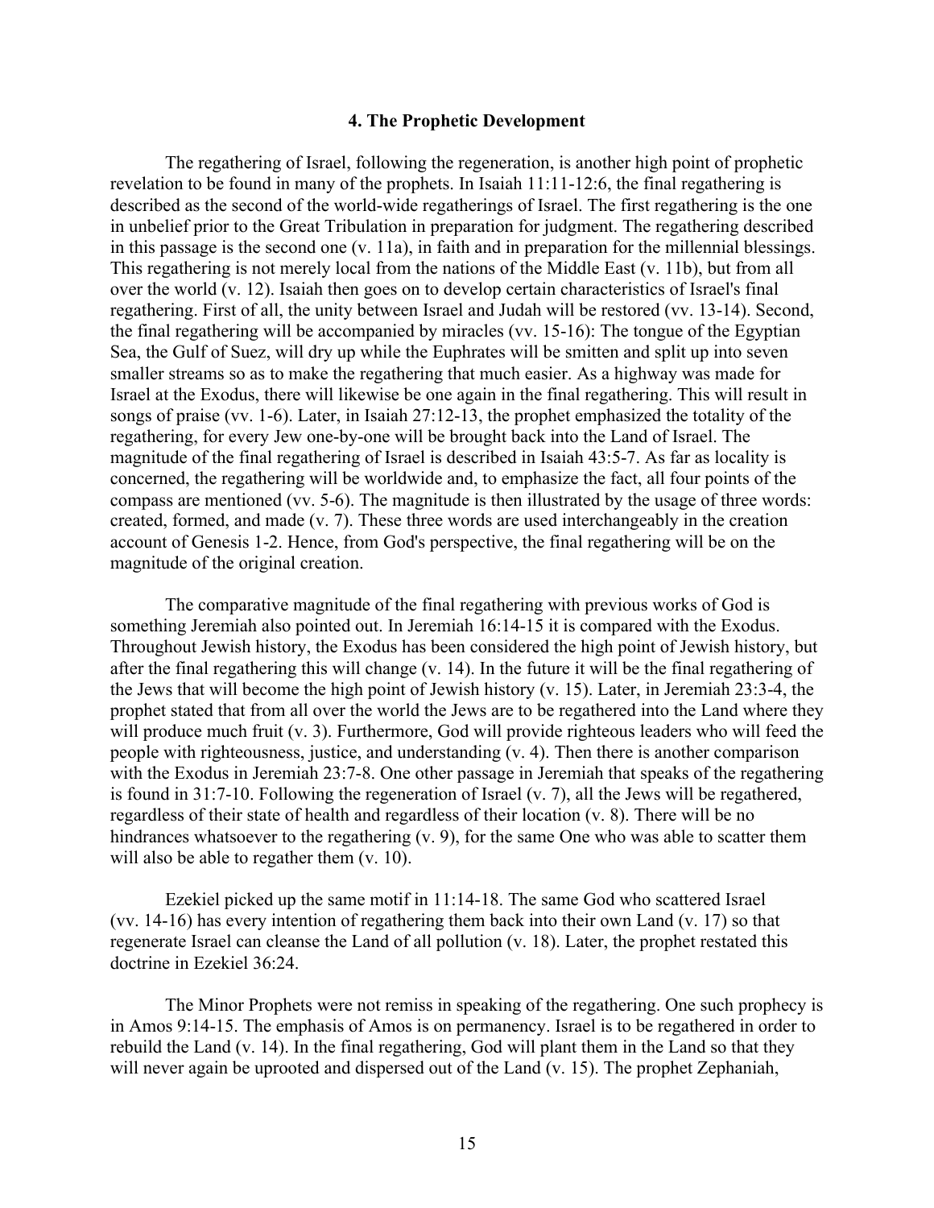### 4. The Prophetic Development

The regathering of Israel, following the regeneration, is another high point of prophetic revelation to be found in many of the prophets. In Isaiah 11:11-12:6, the final regathering is described as the second of the world-wide regatherings of Israel. The first regathering is the one in unbelief prior to the Great Tribulation in preparation for judgment. The regathering described in this passage is the second one (v. 11a), in faith and in preparation for the millennial blessings. This regathering is not merely local from the nations of the Middle East (v. 11b), but from all over the world (v. 12). Isaiah then goes on to develop certain characteristics of Israel's final regathering. First of all, the unity between Israel and Judah will be restored (vv. 13-14). Second, the final regathering will be accompanied by miracles (vv. 15-16): The tongue of the Egyptian Sea, the Gulf of Suez, will dry up while the Euphrates will be smitten and split up into seven smaller streams so as to make the regathering that much easier. As a highway was made for Israel at the Exodus, there will likewise be one again in the final regathering. This will result in songs of praise (vv. 1-6). Later, in Isaiah 27:12-13, the prophet emphasized the totality of the regathering, for every Jew one-by-one will be brought back into the Land of Israel. The magnitude of the final regathering of Israel is described in Isaiah 43:5-7. As far as locality is concerned, the regathering will be worldwide and, to emphasize the fact, all four points of the compass are mentioned (vv. 5-6). The magnitude is then illustrated by the usage of three words: created, formed, and made (v. 7). These three words are used interchangeably in the creation account of Genesis 1-2. Hence, from God's perspective, the final regathering will be on the magnitude of the original creation.

The comparative magnitude of the final regathering with previous works of God is something Jeremiah also pointed out. In Jeremiah 16:14-15 it is compared with the Exodus. Throughout Jewish history, the Exodus has been considered the high point of Jewish history, but after the final regathering this will change (v. 14). In the future it will be the final regathering of the Jews that will become the high point of Jewish history (v. 15). Later, in Jeremiah 23:3-4, the prophet stated that from all over the world the Jews are to be regathered into the Land where they will produce much fruit (v. 3). Furthermore, God will provide righteous leaders who will feed the people with righteousness, justice, and understanding (v. 4). Then there is another comparison with the Exodus in Jeremiah 23:7-8. One other passage in Jeremiah that speaks of the regathering is found in 31:7-10. Following the regeneration of Israel (v. 7), all the Jews will be regathered, regardless of their state of health and regardless of their location (v. 8). There will be no hindrances whatsoever to the regathering (v. 9), for the same One who was able to scatter them will also be able to regather them (v. 10).

Ezekiel picked up the same motif in 11:14-18. The same God who scattered Israel (vv. 14-16) has every intention of regathering them back into their own Land (v. 17) so that regenerate Israel can cleanse the Land of all pollution (v. 18). Later, the prophet restated this doctrine in Ezekiel 36:24.

The Minor Prophets were not remiss in speaking of the regathering. One such prophecy is in Amos 9:14-15. The emphasis of Amos is on permanency. Israel is to be regathered in order to rebuild the Land (v. 14). In the final regathering, God will plant them in the Land so that they will never again be uprooted and dispersed out of the Land (v. 15). The prophet Zephaniah,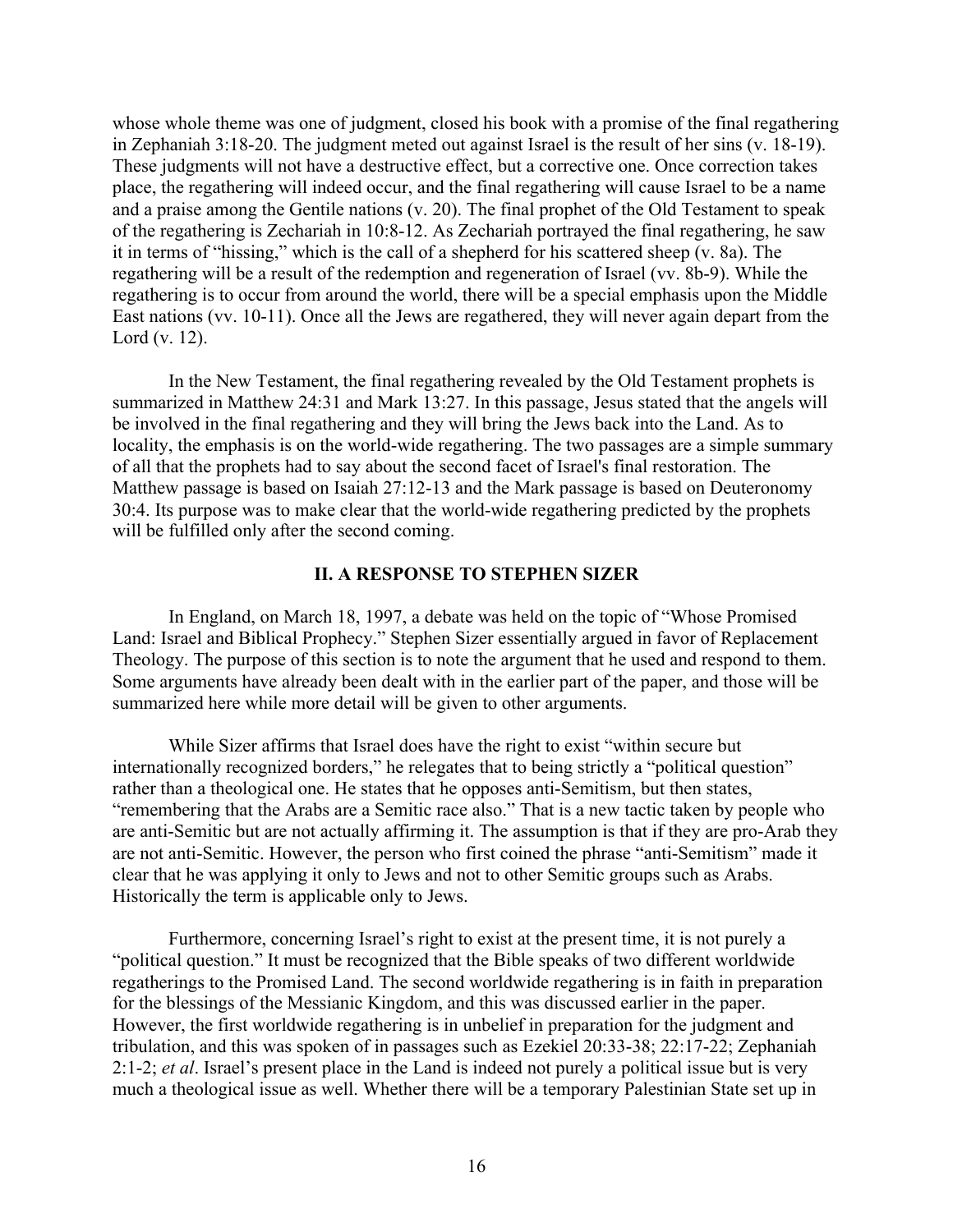whose whole theme was one of judgment, closed his book with a promise of the final regathering in Zephaniah 3:18-20. The judgment meted out against Israel is the result of her sins (v. 18-19). These judgments will not have a destructive effect, but a corrective one. Once correction takes place, the regathering will indeed occur, and the final regathering will cause Israel to be a name and a praise among the Gentile nations (v. 20). The final prophet of the Old Testament to speak of the regathering is Zechariah in 10:8-12. As Zechariah portrayed the final regathering, he saw it in terms of "hissing," which is the call of a shepherd for his scattered sheep (v. 8a). The regathering will be a result of the redemption and regeneration of Israel (vv. 8b-9). While the regathering is to occur from around the world, there will be a special emphasis upon the Middle East nations (vv. 10-11). Once all the Jews are regathered, they will never again depart from the Lord (v. 12).

In the New Testament, the final regathering revealed by the Old Testament prophets is summarized in Matthew 24:31 and Mark 13:27. In this passage, Jesus stated that the angels will be involved in the final regathering and they will bring the Jews back into the Land. As to locality, the emphasis is on the world-wide regathering. The two passages are a simple summary of all that the prophets had to say about the second facet of Israel's final restoration. The Matthew passage is based on Isaiah 27:12-13 and the Mark passage is based on Deuteronomy 30:4. Its purpose was to make clear that the world-wide regathering predicted by the prophets will be fulfilled only after the second coming.

## II. A RESPONSE TO STEPHEN SIZER

In England, on March 18, 1997, a debate was held on the topic of "Whose Promised Land: Israel and Biblical Prophecy." Stephen Sizer essentially argued in favor of Replacement Theology. The purpose of this section is to note the argument that he used and respond to them. Some arguments have already been dealt with in the earlier part of the paper, and those will be summarized here while more detail will be given to other arguments.

While Sizer affirms that Israel does have the right to exist "within secure but internationally recognized borders," he relegates that to being strictly a "political question" rather than a theological one. He states that he opposes anti-Semitism, but then states, "remembering that the Arabs are a Semitic race also." That is a new tactic taken by people who are anti-Semitic but are not actually affirming it. The assumption is that if they are pro-Arab they are not anti-Semitic. However, the person who first coined the phrase "anti-Semitism" made it clear that he was applying it only to Jews and not to other Semitic groups such as Arabs. Historically the term is applicable only to Jews.

Furthermore, concerning Israel's right to exist at the present time, it is not purely a "political question." It must be recognized that the Bible speaks of two different worldwide regatherings to the Promised Land. The second worldwide regathering is in faith in preparation for the blessings of the Messianic Kingdom, and this was discussed earlier in the paper. However, the first worldwide regathering is in unbelief in preparation for the judgment and tribulation, and this was spoken of in passages such as Ezekiel 20:33-38; 22:17-22; Zephaniah 2:1-2; *et al*. Israel's present place in the Land is indeed not purely a political issue but is very much a theological issue as well. Whether there will be a temporary Palestinian State set up in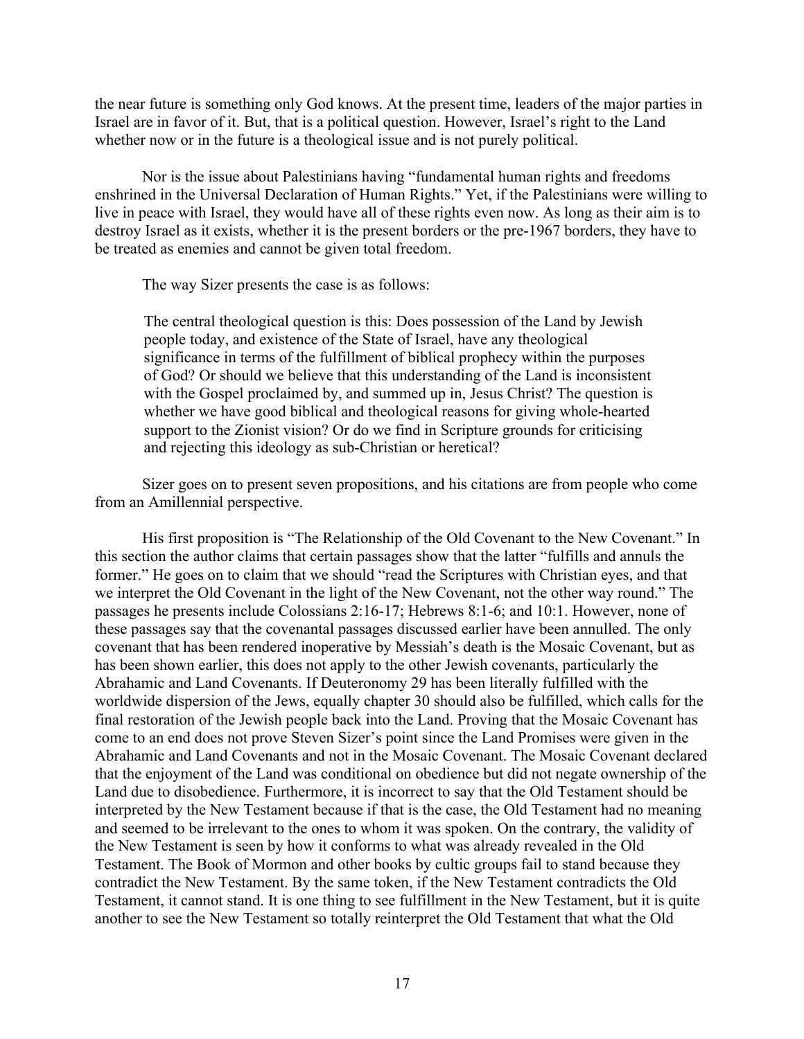the near future is something only God knows. At the present time, leaders of the major parties in Israel are in favor of it. But, that is a political question. However, Israel's right to the Land whether now or in the future is a theological issue and is not purely political.

Nor is the issue about Palestinians having "fundamental human rights and freedoms enshrined in the Universal Declaration of Human Rights." Yet, if the Palestinians were willing to live in peace with Israel, they would have all of these rights even now. As long as their aim is to destroy Israel as it exists, whether it is the present borders or the pre-1967 borders, they have to be treated as enemies and cannot be given total freedom.

The way Sizer presents the case is as follows:

> The central theological question is this: Does possession of the Land by Jewish people today, and existence of the State of Israel, have any theological significance in terms of the fulfillment of biblical prophecy within the purposes of God? Or should we believe that this understanding of the Land is inconsistent with the Gospel proclaimed by, and summed up in, Jesus Christ? The question is whether we have good biblical and theological reasons for giving whole-hearted support to the Zionist vision? Or do we find in Scripture grounds for criticising and rejecting this ideology as sub-Christian or heretical?

Sizer goes on to present seven propositions, and his citations are from people who come from an Amillennial perspective.

His first proposition is "The Relationship of the Old Covenant to the New Covenant." In this section the author claims that certain passages show that the latter "fulfills and annuls the former." He goes on to claim that we should "read the Scriptures with Christian eyes, and that we interpret the Old Covenant in the light of the New Covenant, not the other way round." The passages he presents include Colossians 2:16-17; Hebrews 8:1-6; and 10:1. However, none of these passages say that the covenantal passages discussed earlier have been annulled. The only covenant that has been rendered inoperative by Messiah's death is the Mosaic Covenant, but as has been shown earlier, this does not apply to the other Jewish covenants, particularly the Abrahamic and Land Covenants. If Deuteronomy 29 has been literally fulfilled with the worldwide dispersion of the Jews, equally chapter 30 should also be fulfilled, which calls for the final restoration of the Jewish people back into the Land. Proving that the Mosaic Covenant has come to an end does not prove Steven Sizer's point since the Land Promises were given in the Abrahamic and Land Covenants and not in the Mosaic Covenant. The Mosaic Covenant declared that the enjoyment of the Land was conditional on obedience but did not negate ownership of the Land due to disobedience. Furthermore, it is incorrect to say that the Old Testament should be interpreted by the New Testament because if that is the case, the Old Testament had no meaning and seemed to be irrelevant to the ones to whom it was spoken. On the contrary, the validity of the New Testament is seen by how it conforms to what was already revealed in the Old Testament. The Book of Mormon and other books by cultic groups fail to stand because they contradict the New Testament. By the same token, if the New Testament contradicts the Old Testament, it cannot stand. It is one thing to see fulfillment in the New Testament, but it is quite another to see the New Testament so totally reinterpret the Old Testament that what the Old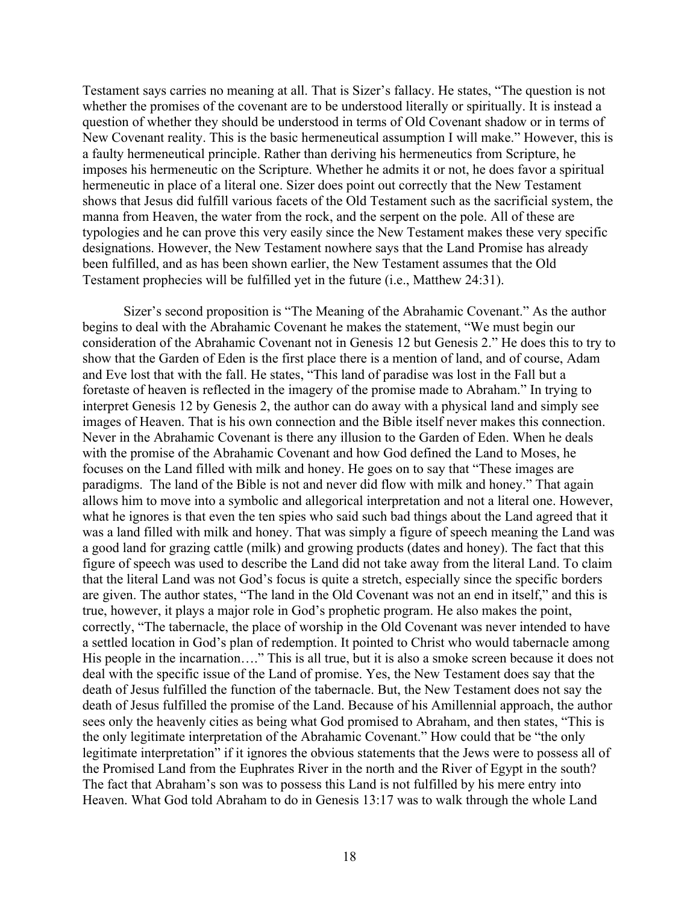Testament says carries no meaning at all. That is Sizer's fallacy. He states, "The question is not whether the promises of the covenant are to be understood literally or spiritually. It is instead a question of whether they should be understood in terms of Old Covenant shadow or in terms of New Covenant reality. This is the basic hermeneutical assumption I will make." However, this is a faulty hermeneutical principle. Rather than deriving his hermeneutics from Scripture, he imposes his hermeneutic on the Scripture. Whether he admits it or not, he does favor a spiritual hermeneutic in place of a literal one. Sizer does point out correctly that the New Testament shows that Jesus did fulfill various facets of the Old Testament such as the sacrificial system, the manna from Heaven, the water from the rock, and the serpent on the pole. All of these are typologies and he can prove this very easily since the New Testament makes these very specific designations. However, the New Testament nowhere says that the Land Promise has already been fulfilled, and as has been shown earlier, the New Testament assumes that the Old Testament prophecies will be fulfilled yet in the future (i.e., Matthew 24:31).

Sizer's second proposition is "The Meaning of the Abrahamic Covenant." As the author begins to deal with the Abrahamic Covenant he makes the statement, "We must begin our consideration of the Abrahamic Covenant not in Genesis 12 but Genesis 2." He does this to try to show that the Garden of Eden is the first place there is a mention of land, and of course, Adam and Eve lost that with the fall. He states, "This land of paradise was lost in the Fall but a foretaste of heaven is reflected in the imagery of the promise made to Abraham." In trying to interpret Genesis 12 by Genesis 2, the author can do away with a physical land and simply see images of Heaven. That is his own connection and the Bible itself never makes this connection. Never in the Abrahamic Covenant is there any illusion to the Garden of Eden. When he deals with the promise of the Abrahamic Covenant and how God defined the Land to Moses, he focuses on the Land filled with milk and honey. He goes on to say that "These images are paradigms. The land of the Bible is not and never did flow with milk and honey." That again allows him to move into a symbolic and allegorical interpretation and not a literal one. However, what he ignores is that even the ten spies who said such bad things about the Land agreed that it was a land filled with milk and honey. That was simply a figure of speech meaning the Land was a good land for grazing cattle (milk) and growing products (dates and honey). The fact that this figure of speech was used to describe the Land did not take away from the literal Land. To claim that the literal Land was not God's focus is quite a stretch, especially since the specific borders are given. The author states, "The land in the Old Covenant was not an end in itself," and this is true, however, it plays a major role in God's prophetic program. He also makes the point, correctly, "The tabernacle, the place of worship in the Old Covenant was never intended to have a settled location in God's plan of redemption. It pointed to Christ who would tabernacle among His people in the incarnation…." This is all true, but it is also a smoke screen because it does not deal with the specific issue of the Land of promise. Yes, the New Testament does say that the death of Jesus fulfilled the function of the tabernacle. But, the New Testament does not say the death of Jesus fulfilled the promise of the Land. Because of his Amillennial approach, the author sees only the heavenly cities as being what God promised to Abraham, and then states, "This is the only legitimate interpretation of the Abrahamic Covenant." How could that be "the only legitimate interpretation" if it ignores the obvious statements that the Jews were to possess all of the Promised Land from the Euphrates River in the north and the River of Egypt in the south? The fact that Abraham's son was to possess this Land is not fulfilled by his mere entry into Heaven. What God told Abraham to do in Genesis 13:17 was to walk through the whole Land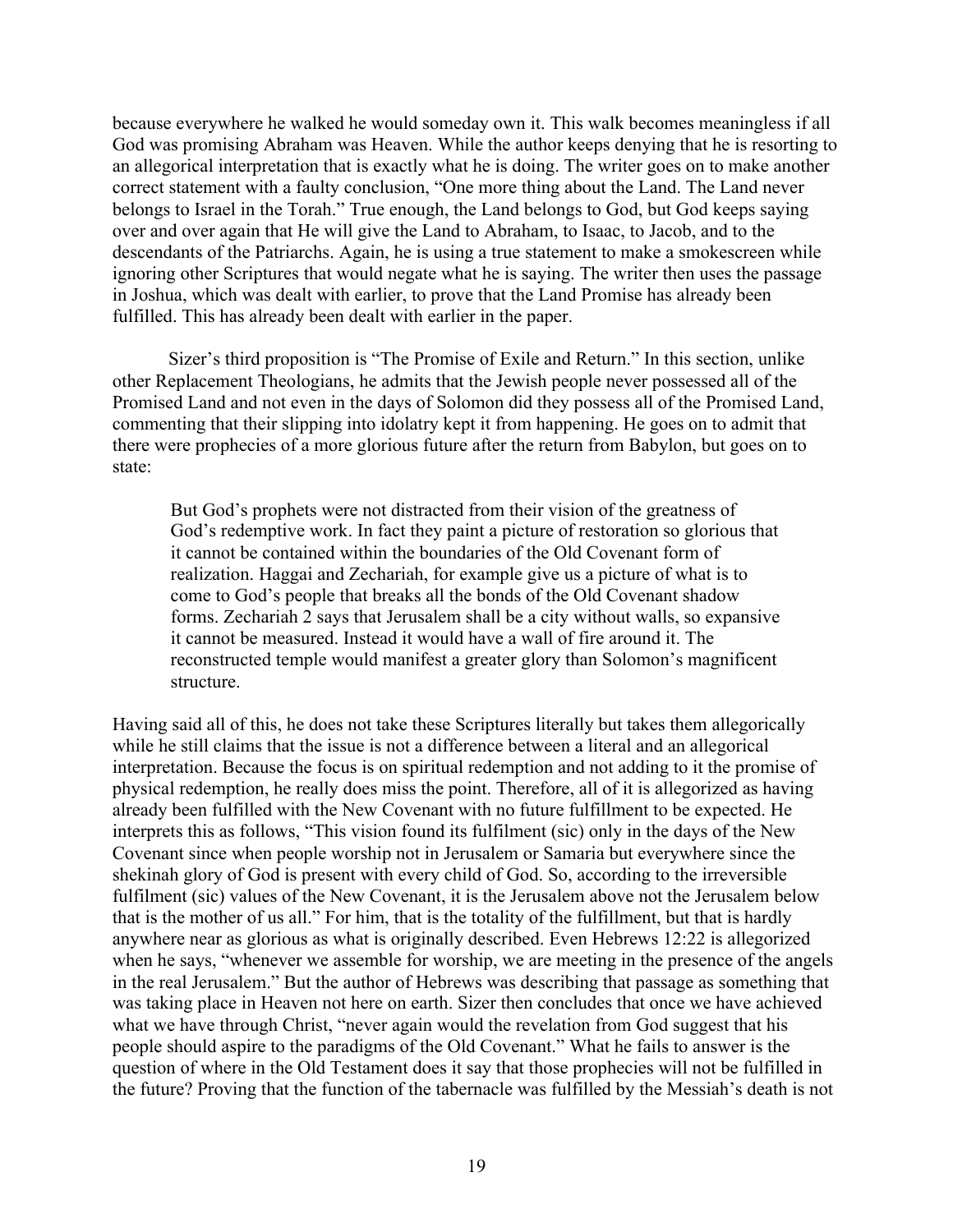because everywhere he walked he would someday own it. This walk becomes meaningless if all God was promising Abraham was Heaven. While the author keeps denying that he is resorting to an allegorical interpretation that is exactly what he is doing. The writer goes on to make another correct statement with a faulty conclusion, "One more thing about the Land. The Land never belongs to Israel in the Torah." True enough, the Land belongs to God, but God keeps saying over and over again that He will give the Land to Abraham, to Isaac, to Jacob, and to the descendants of the Patriarchs. Again, he is using a true statement to make a smokescreen while ignoring other Scriptures that would negate what he is saying. The writer then uses the passage in Joshua, which was dealt with earlier, to prove that the Land Promise has already been fulfilled. This has already been dealt with earlier in the paper.

Sizer's third proposition is "The Promise of Exile and Return." In this section, unlike other Replacement Theologians, he admits that the Jewish people never possessed all of the Promised Land and not even in the days of Solomon did they possess all of the Promised Land, commenting that their slipping into idolatry kept it from happening. He goes on to admit that there were prophecies of a more glorious future after the return from Babylon, but goes on to state:

> But God's prophets were not distracted from their vision of the greatness of God's redemptive work. In fact they paint a picture of restoration so glorious that it cannot be contained within the boundaries of the Old Covenant form of realization. Haggai and Zechariah, for example give us a picture of what is to come to God's people that breaks all the bonds of the Old Covenant shadow forms. Zechariah 2 says that Jerusalem shall be a city without walls, so expansive it cannot be measured. Instead it would have a wall of fire around it. The reconstructed temple would manifest a greater glory than Solomon's magnificent structure.

Having said all of this, he does not take these Scriptures literally but takes them allegorically while he still claims that the issue is not a difference between a literal and an allegorical interpretation. Because the focus is on spiritual redemption and not adding to it the promise of physical redemption, he really does miss the point. Therefore, all of it is allegorized as having already been fulfilled with the New Covenant with no future fulfillment to be expected. He interprets this as follows, "This vision found its fulfilment (sic) only in the days of the New Covenant since when people worship not in Jerusalem or Samaria but everywhere since the shekinah glory of God is present with every child of God. So, according to the irreversible fulfilment (sic) values of the New Covenant, it is the Jerusalem above not the Jerusalem below that is the mother of us all." For him, that is the totality of the fulfillment, but that is hardly anywhere near as glorious as what is originally described. Even Hebrews 12:22 is allegorized when he says, "whenever we assemble for worship, we are meeting in the presence of the angels in the real Jerusalem." But the author of Hebrews was describing that passage as something that was taking place in Heaven not here on earth. Sizer then concludes that once we have achieved what we have through Christ, "never again would the revelation from God suggest that his people should aspire to the paradigms of the Old Covenant." What he fails to answer is the question of where in the Old Testament does it say that those prophecies will not be fulfilled in the future? Proving that the function of the tabernacle was fulfilled by the Messiah's death is not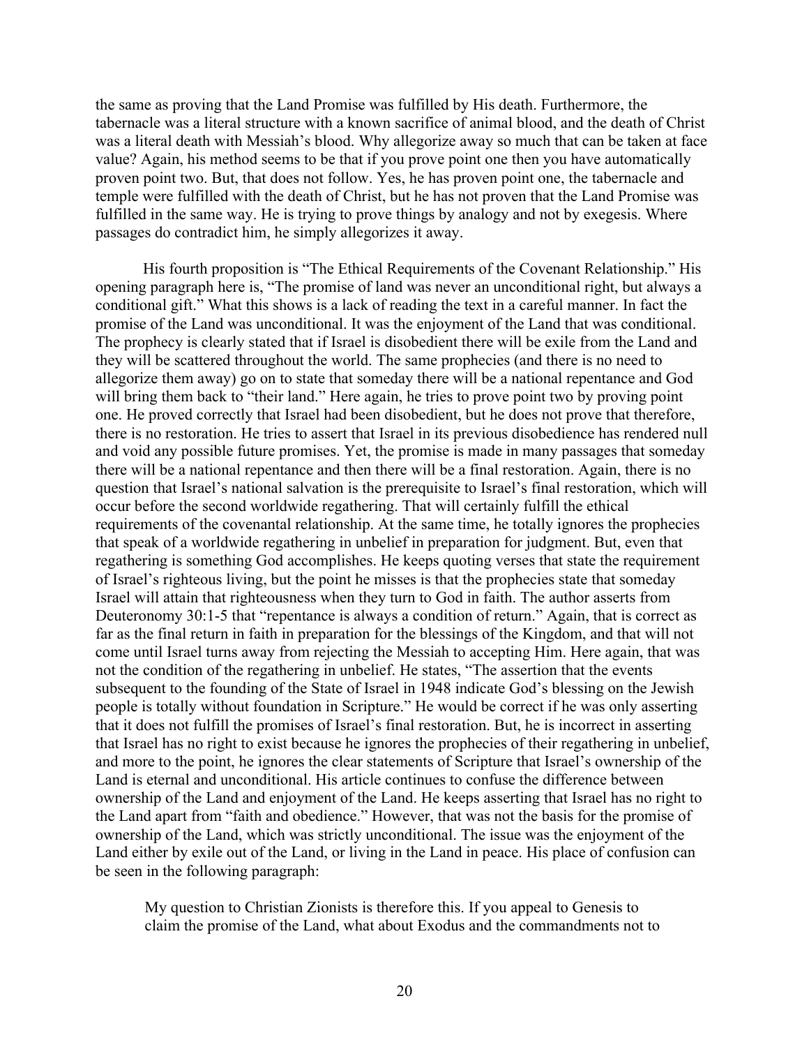the same as proving that the Land Promise was fulfilled by His death. Furthermore, the tabernacle was a literal structure with a known sacrifice of animal blood, and the death of Christ was a literal death with Messiah's blood. Why allegorize away so much that can be taken at face value? Again, his method seems to be that if you prove point one then you have automatically proven point two. But, that does not follow. Yes, he has proven point one, the tabernacle and temple were fulfilled with the death of Christ, but he has not proven that the Land Promise was fulfilled in the same way. He is trying to prove things by analogy and not by exegesis. Where passages do contradict him, he simply allegorizes it away.

His fourth proposition is "The Ethical Requirements of the Covenant Relationship." His opening paragraph here is, "The promise of land was never an unconditional right, but always a conditional gift." What this shows is a lack of reading the text in a careful manner. In fact the promise of the Land was unconditional. It was the enjoyment of the Land that was conditional. The prophecy is clearly stated that if Israel is disobedient there will be exile from the Land and they will be scattered throughout the world. The same prophecies (and there is no need to allegorize them away) go on to state that someday there will be a national repentance and God will bring them back to "their land." Here again, he tries to prove point two by proving point one. He proved correctly that Israel had been disobedient, but he does not prove that therefore, there is no restoration. He tries to assert that Israel in its previous disobedience has rendered null and void any possible future promises. Yet, the promise is made in many passages that someday there will be a national repentance and then there will be a final restoration. Again, there is no question that Israel's national salvation is the prerequisite to Israel's final restoration, which will occur before the second worldwide regathering. That will certainly fulfill the ethical requirements of the covenantal relationship. At the same time, he totally ignores the prophecies that speak of a worldwide regathering in unbelief in preparation for judgment. But, even that regathering is something God accomplishes. He keeps quoting verses that state the requirement of Israel's righteous living, but the point he misses is that the prophecies state that someday Israel will attain that righteousness when they turn to God in faith. The author asserts from Deuteronomy 30:1-5 that "repentance is always a condition of return." Again, that is correct as far as the final return in faith in preparation for the blessings of the Kingdom, and that will not come until Israel turns away from rejecting the Messiah to accepting Him. Here again, that was not the condition of the regathering in unbelief. He states, "The assertion that the events subsequent to the founding of the State of Israel in 1948 indicate God's blessing on the Jewish people is totally without foundation in Scripture." He would be correct if he was only asserting that it does not fulfill the promises of Israel's final restoration. But, he is incorrect in asserting that Israel has no right to exist because he ignores the prophecies of their regathering in unbelief, and more to the point, he ignores the clear statements of Scripture that Israel's ownership of the Land is eternal and unconditional. His article continues to confuse the difference between ownership of the Land and enjoyment of the Land. He keeps asserting that Israel has no right to the Land apart from "faith and obedience." However, that was not the basis for the promise of ownership of the Land, which was strictly unconditional. The issue was the enjoyment of the Land either by exile out of the Land, or living in the Land in peace. His place of confusion can be seen in the following paragraph:

> My question to Christian Zionists is therefore this. If you appeal to Genesis to claim the promise of the Land, what about Exodus and the commandments not to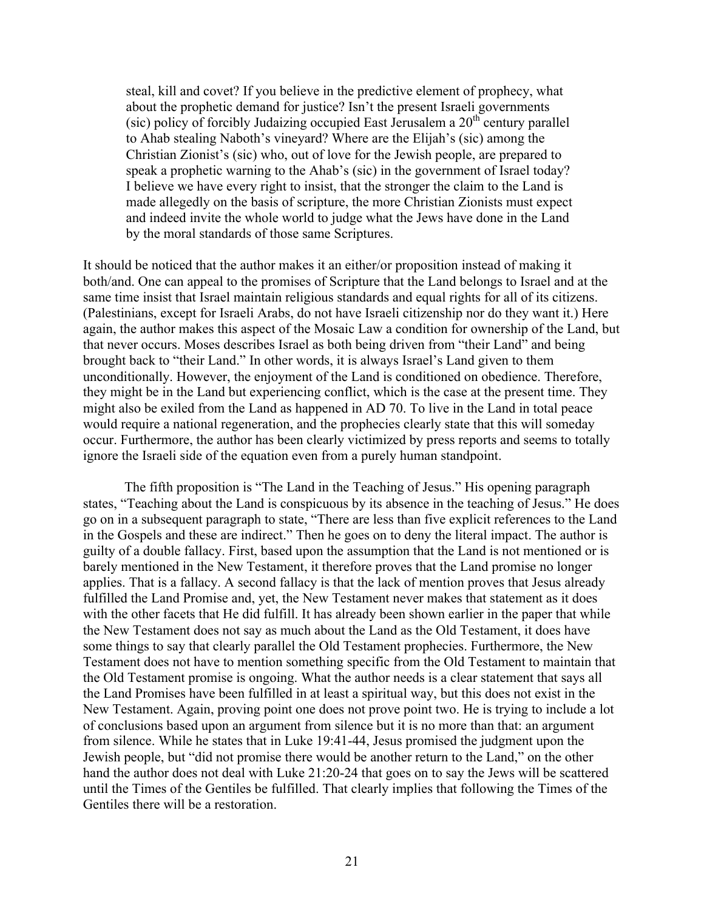> steal, kill and covet? If you believe in the predictive element of prophecy, what about the prophetic demand for justice? Isn't the present Israeli governments (sic) policy of forcibly Judaizing occupied East Jerusalem a 20th century parallel to Ahab stealing Naboth's vineyard? Where are the Elijah's (sic) among the Christian Zionist's (sic) who, out of love for the Jewish people, are prepared to speak a prophetic warning to the Ahab's (sic) in the government of Israel today? I believe we have every right to insist, that the stronger the claim to the Land is made allegedly on the basis of scripture, the more Christian Zionists must expect and indeed invite the whole world to judge what the Jews have done in the Land by the moral standards of those same Scriptures.

It should be noticed that the author makes it an either/or proposition instead of making it both/and. One can appeal to the promises of Scripture that the Land belongs to Israel and at the same time insist that Israel maintain religious standards and equal rights for all of its citizens. (Palestinians, except for Israeli Arabs, do not have Israeli citizenship nor do they want it.) Here again, the author makes this aspect of the Mosaic Law a condition for ownership of the Land, but that never occurs. Moses describes Israel as both being driven from "their Land" and being brought back to "their Land." In other words, it is always Israel's Land given to them unconditionally. However, the enjoyment of the Land is conditioned on obedience. Therefore, they might be in the Land but experiencing conflict, which is the case at the present time. They might also be exiled from the Land as happened in AD 70. To live in the Land in total peace would require a national regeneration, and the prophecies clearly state that this will someday occur. Furthermore, the author has been clearly victimized by press reports and seems to totally ignore the Israeli side of the equation even from a purely human standpoint.

The fifth proposition is "The Land in the Teaching of Jesus." His opening paragraph states, "Teaching about the Land is conspicuous by its absence in the teaching of Jesus." He does go on in a subsequent paragraph to state, "There are less than five explicit references to the Land in the Gospels and these are indirect." Then he goes on to deny the literal impact. The author is guilty of a double fallacy. First, based upon the assumption that the Land is not mentioned or is barely mentioned in the New Testament, it therefore proves that the Land promise no longer applies. That is a fallacy. A second fallacy is that the lack of mention proves that Jesus already fulfilled the Land Promise and, yet, the New Testament never makes that statement as it does with the other facets that He did fulfill. It has already been shown earlier in the paper that while the New Testament does not say as much about the Land as the Old Testament, it does have some things to say that clearly parallel the Old Testament prophecies. Furthermore, the New Testament does not have to mention something specific from the Old Testament to maintain that the Old Testament promise is ongoing. What the author needs is a clear statement that says all the Land Promises have been fulfilled in at least a spiritual way, but this does not exist in the New Testament. Again, proving point one does not prove point two. He is trying to include a lot of conclusions based upon an argument from silence but it is no more than that: an argument from silence. While he states that in Luke 19:41-44, Jesus promised the judgment upon the Jewish people, but "did not promise there would be another return to the Land," on the other hand the author does not deal with Luke 21:20-24 that goes on to say the Jews will be scattered until the Times of the Gentiles be fulfilled. That clearly implies that following the Times of the Gentiles there will be a restoration.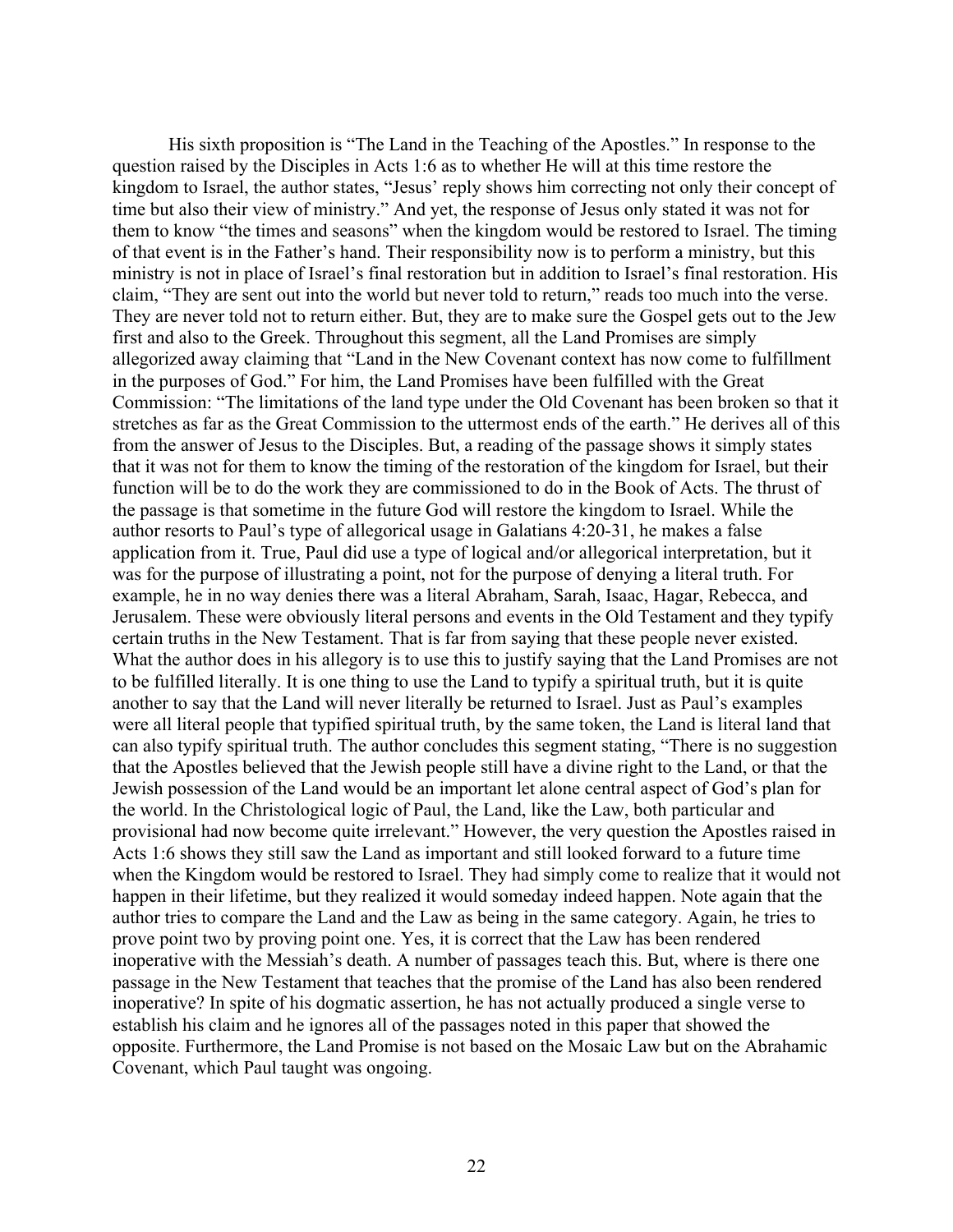His sixth proposition is "The Land in the Teaching of the Apostles." In response to the question raised by the Disciples in Acts 1:6 as to whether He will at this time restore the kingdom to Israel, the author states, "Jesus' reply shows him correcting not only their concept of time but also their view of ministry." And yet, the response of Jesus only stated it was not for them to know "the times and seasons" when the kingdom would be restored to Israel. The timing of that event is in the Father's hand. Their responsibility now is to perform a ministry, but this ministry is not in place of Israel's final restoration but in addition to Israel's final restoration. His claim, "They are sent out into the world but never told to return," reads too much into the verse. They are never told not to return either. But, they are to make sure the Gospel gets out to the Jew first and also to the Greek. Throughout this segment, all the Land Promises are simply allegorized away claiming that "Land in the New Covenant context has now come to fulfillment in the purposes of God." For him, the Land Promises have been fulfilled with the Great Commission: "The limitations of the land type under the Old Covenant has been broken so that it stretches as far as the Great Commission to the uttermost ends of the earth." He derives all of this from the answer of Jesus to the Disciples. But, a reading of the passage shows it simply states that it was not for them to know the timing of the restoration of the kingdom for Israel, but their function will be to do the work they are commissioned to do in the Book of Acts. The thrust of the passage is that sometime in the future God will restore the kingdom to Israel. While the author resorts to Paul's type of allegorical usage in Galatians 4:20-31, he makes a false application from it. True, Paul did use a type of logical and/or allegorical interpretation, but it was for the purpose of illustrating a point, not for the purpose of denying a literal truth. For example, he in no way denies there was a literal Abraham, Sarah, Isaac, Hagar, Rebecca, and Jerusalem. These were obviously literal persons and events in the Old Testament and they typify certain truths in the New Testament. That is far from saying that these people never existed. What the author does in his allegory is to use this to justify saying that the Land Promises are not to be fulfilled literally. It is one thing to use the Land to typify a spiritual truth, but it is quite another to say that the Land will never literally be returned to Israel. Just as Paul's examples were all literal people that typified spiritual truth, by the same token, the Land is literal land that can also typify spiritual truth. The author concludes this segment stating, "There is no suggestion that the Apostles believed that the Jewish people still have a divine right to the Land, or that the Jewish possession of the Land would be an important let alone central aspect of God's plan for the world. In the Christological logic of Paul, the Land, like the Law, both particular and provisional had now become quite irrelevant." However, the very question the Apostles raised in Acts 1:6 shows they still saw the Land as important and still looked forward to a future time when the Kingdom would be restored to Israel. They had simply come to realize that it would not happen in their lifetime, but they realized it would someday indeed happen. Note again that the author tries to compare the Land and the Law as being in the same category. Again, he tries to prove point two by proving point one. Yes, it is correct that the Law has been rendered inoperative with the Messiah's death. A number of passages teach this. But, where is there one passage in the New Testament that teaches that the promise of the Land has also been rendered inoperative? In spite of his dogmatic assertion, he has not actually produced a single verse to establish his claim and he ignores all of the passages noted in this paper that showed the opposite. Furthermore, the Land Promise is not based on the Mosaic Law but on the Abrahamic Covenant, which Paul taught was ongoing.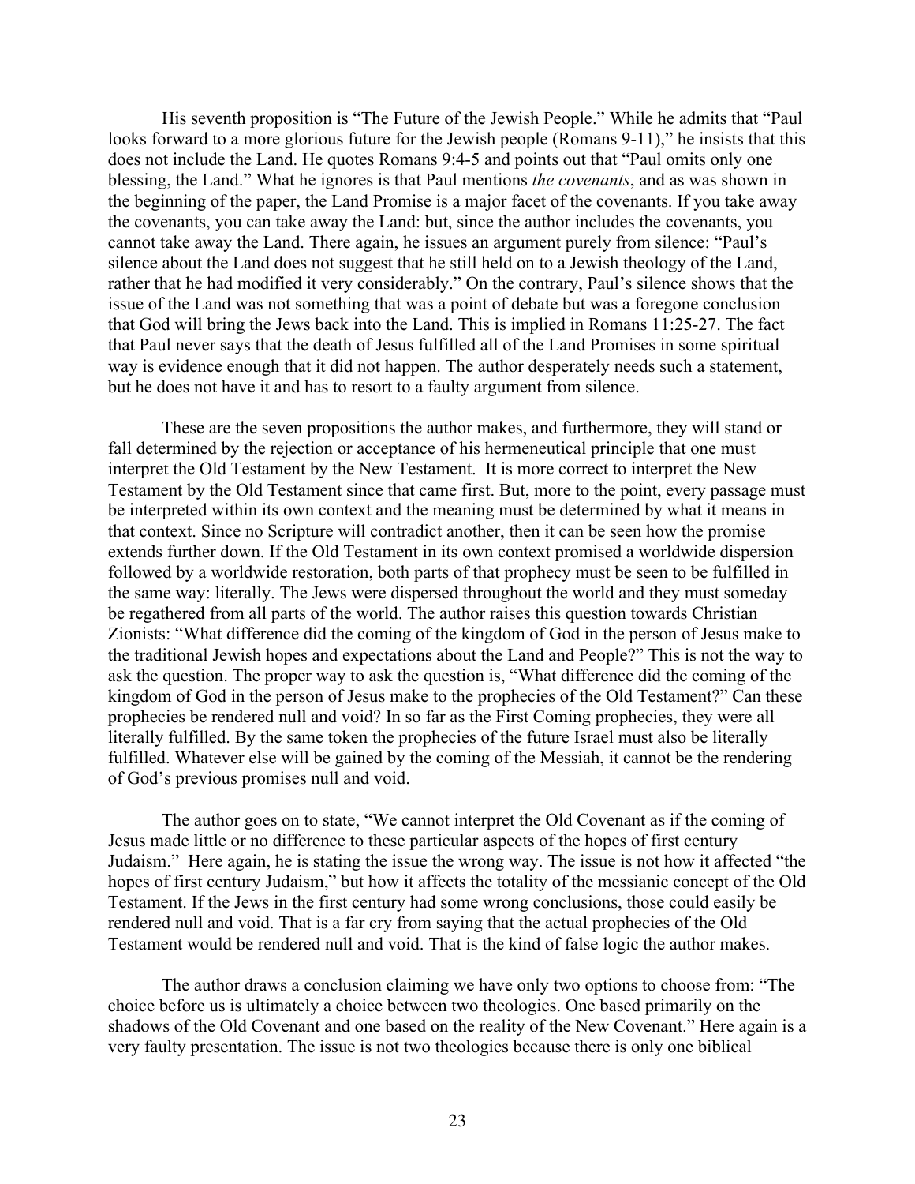His seventh proposition is "The Future of the Jewish People." While he admits that "Paul looks forward to a more glorious future for the Jewish people (Romans 9-11)," he insists that this does not include the Land. He quotes Romans 9:4-5 and points out that "Paul omits only one blessing, the Land." What he ignores is that Paul mentions *the covenants*, and as was shown in the beginning of the paper, the Land Promise is a major facet of the covenants. If you take away the covenants, you can take away the Land: but, since the author includes the covenants, you cannot take away the Land. There again, he issues an argument purely from silence: "Paul's silence about the Land does not suggest that he still held on to a Jewish theology of the Land, rather that he had modified it very considerably." On the contrary, Paul's silence shows that the issue of the Land was not something that was a point of debate but was a foregone conclusion that God will bring the Jews back into the Land. This is implied in Romans 11:25-27. The fact that Paul never says that the death of Jesus fulfilled all of the Land Promises in some spiritual way is evidence enough that it did not happen. The author desperately needs such a statement, but he does not have it and has to resort to a faulty argument from silence.

These are the seven propositions the author makes, and furthermore, they will stand or fall determined by the rejection or acceptance of his hermeneutical principle that one must interpret the Old Testament by the New Testament. It is more correct to interpret the New Testament by the Old Testament since that came first. But, more to the point, every passage must be interpreted within its own context and the meaning must be determined by what it means in that context. Since no Scripture will contradict another, then it can be seen how the promise extends further down. If the Old Testament in its own context promised a worldwide dispersion followed by a worldwide restoration, both parts of that prophecy must be seen to be fulfilled in the same way: literally. The Jews were dispersed throughout the world and they must someday be regathered from all parts of the world. The author raises this question towards Christian Zionists: "What difference did the coming of the kingdom of God in the person of Jesus make to the traditional Jewish hopes and expectations about the Land and People?" This is not the way to ask the question. The proper way to ask the question is, "What difference did the coming of the kingdom of God in the person of Jesus make to the prophecies of the Old Testament?" Can these prophecies be rendered null and void? In so far as the First Coming prophecies, they were all literally fulfilled. By the same token the prophecies of the future Israel must also be literally fulfilled. Whatever else will be gained by the coming of the Messiah, it cannot be the rendering of God's previous promises null and void.

The author goes on to state, "We cannot interpret the Old Covenant as if the coming of Jesus made little or no difference to these particular aspects of the hopes of first century Judaism." Here again, he is stating the issue the wrong way. The issue is not how it affected "the hopes of first century Judaism," but how it affects the totality of the messianic concept of the Old Testament. If the Jews in the first century had some wrong conclusions, those could easily be rendered null and void. That is a far cry from saying that the actual prophecies of the Old Testament would be rendered null and void. That is the kind of false logic the author makes.

The author draws a conclusion claiming we have only two options to choose from: "The choice before us is ultimately a choice between two theologies. One based primarily on the shadows of the Old Covenant and one based on the reality of the New Covenant." Here again is a very faulty presentation. The issue is not two theologies because there is only one biblical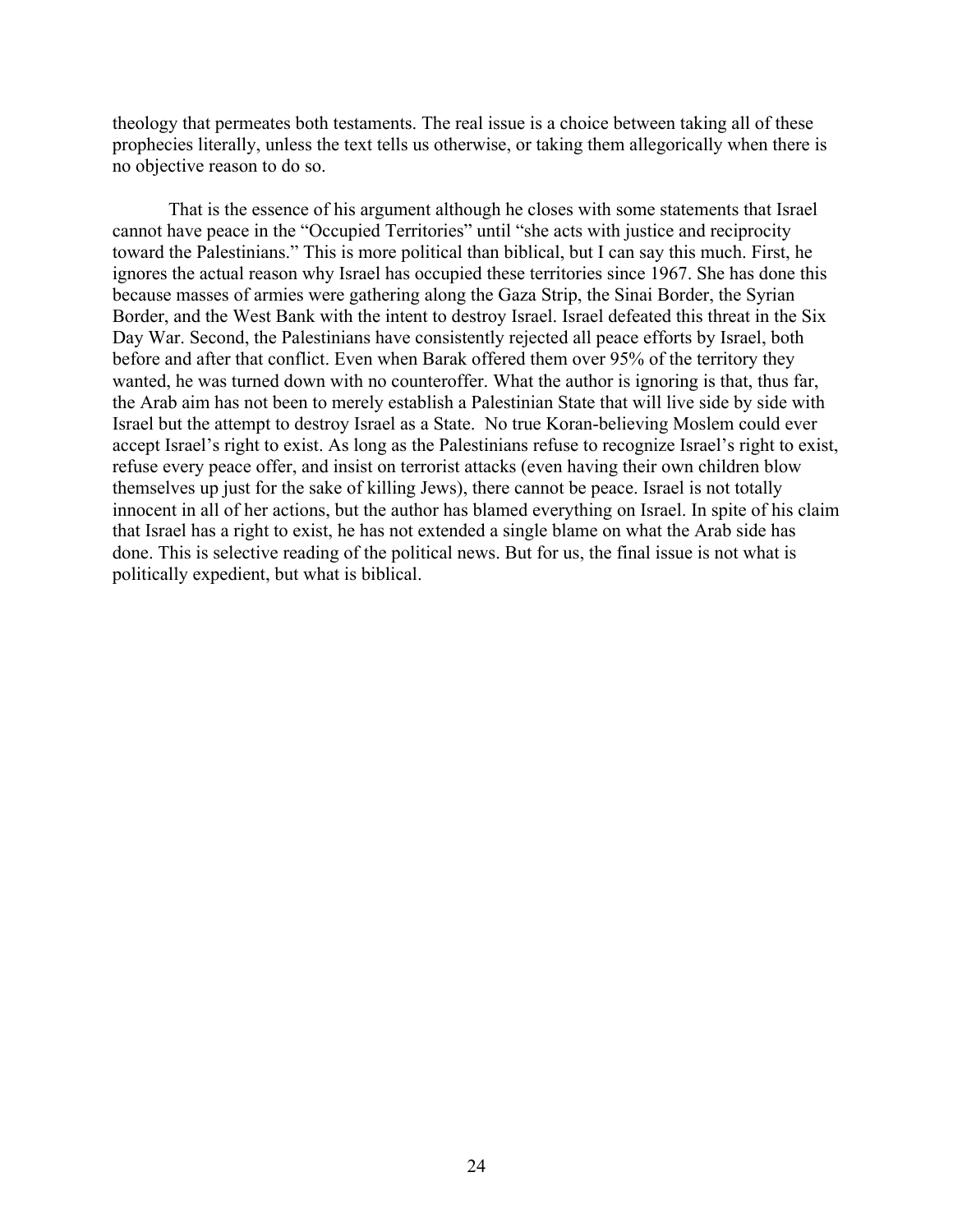theology that permeates both testaments. The real issue is a choice between taking all of these prophecies literally, unless the text tells us otherwise, or taking them allegorically when there is no objective reason to do so.

That is the essence of his argument although he closes with some statements that Israel cannot have peace in the "Occupied Territories" until "she acts with justice and reciprocity toward the Palestinians." This is more political than biblical, but I can say this much. First, he ignores the actual reason why Israel has occupied these territories since 1967. She has done this because masses of armies were gathering along the Gaza Strip, the Sinai Border, the Syrian Border, and the West Bank with the intent to destroy Israel. Israel defeated this threat in the Six Day War. Second, the Palestinians have consistently rejected all peace efforts by Israel, both before and after that conflict. Even when Barak offered them over 95% of the territory they wanted, he was turned down with no counteroffer. What the author is ignoring is that, thus far, the Arab aim has not been to merely establish a Palestinian State that will live side by side with Israel but the attempt to destroy Israel as a State. No true Koran-believing Moslem could ever accept Israel's right to exist. As long as the Palestinians refuse to recognize Israel's right to exist, refuse every peace offer, and insist on terrorist attacks (even having their own children blow themselves up just for the sake of killing Jews), there cannot be peace. Israel is not totally innocent in all of her actions, but the author has blamed everything on Israel. In spite of his claim that Israel has a right to exist, he has not extended a single blame on what the Arab side has done. This is selective reading of the political news. But for us, the final issue is not what is politically expedient, but what is biblical.